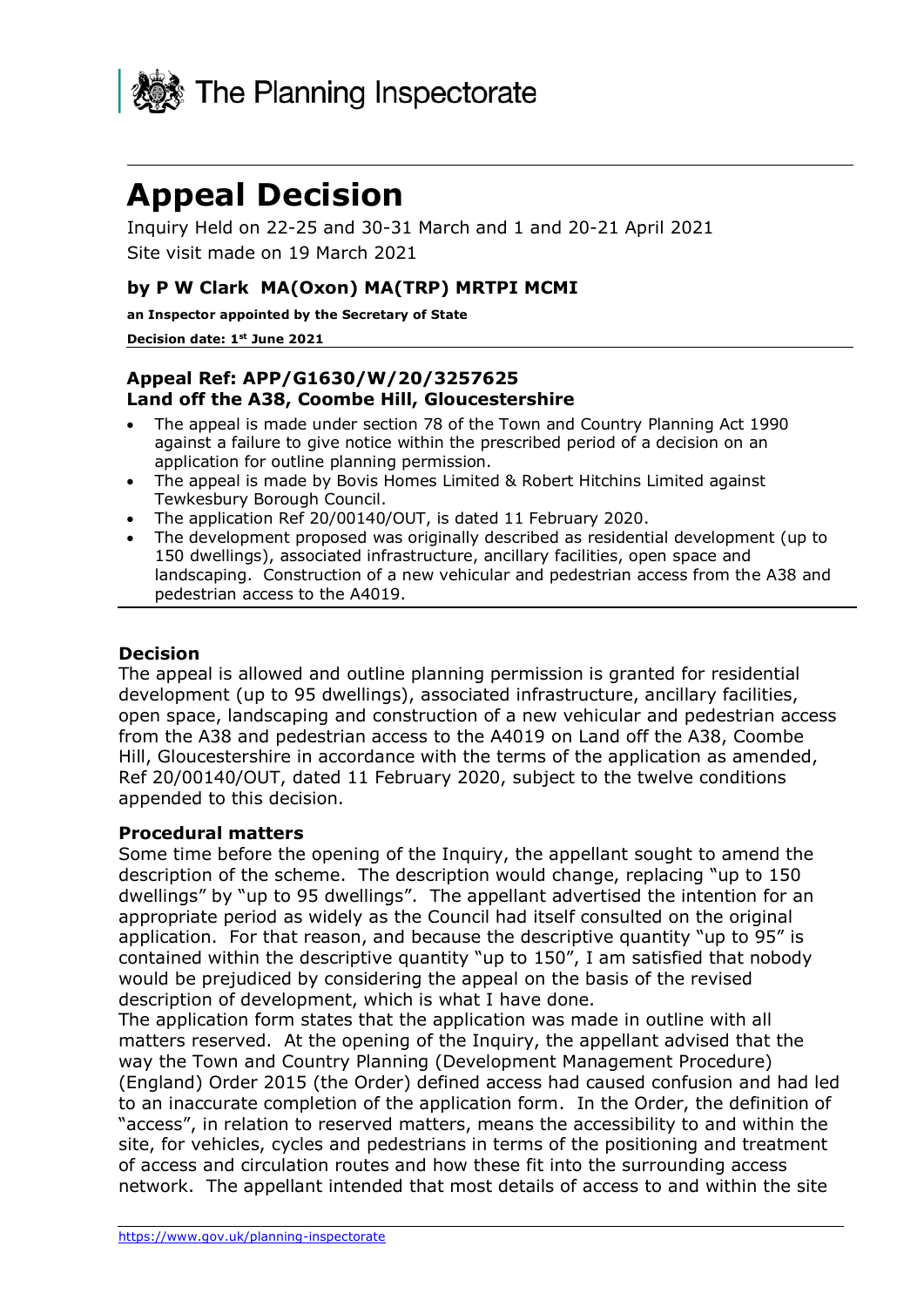The Planning Inspectorate

# Appeal Decision

Inquiry Held on 22-25 and 30-31 March and 1 and 20-21 April 2021

Site visit made on 19 March 2021

### by P W Clark MA(Oxon) MA(TRP) MRTPI MCMI

**an Inspector appointed by the Secretary of State**

**Decision date: 1st June 2021**

**Appeal Ref: APP/G1630/W/20/3257625**
**Land off the A38, Coombe Hill, Gloucestershire**

- The appeal is made under section 78 of the Town and Country Planning Act 1990 against a failure to give notice within the prescribed period of a decision on an application for outline planning permission.
- The appeal is made by Bovis Homes Limited & Robert Hitchins Limited against Tewkesbury Borough Council.
- The application Ref 20/00140/OUT, is dated 11 February 2020.
- The development proposed was originally described as residential development (up to 150 dwellings), associated infrastructure, ancillary facilities, open space and landscaping. Construction of a new vehicular and pedestrian access from the A38 and pedestrian access to the A4019.

## Decision

The appeal is allowed and outline planning permission is granted for residential development (up to 95 dwellings), associated infrastructure, ancillary facilities, open space, landscaping and construction of a new vehicular and pedestrian access from the A38 and pedestrian access to the A4019 on Land off the A38, Coombe Hill, Gloucestershire in accordance with the terms of the application as amended, Ref 20/00140/OUT, dated 11 February 2020, subject to the twelve conditions appended to this decision.

## Procedural matters

Some time before the opening of the Inquiry, the appellant sought to amend the description of the scheme. The description would change, replacing "up to 150 dwellings" by "up to 95 dwellings". The appellant advertised the intention for an appropriate period as widely as the Council had itself consulted on the original application. For that reason, and because the descriptive quantity "up to 95" is contained within the descriptive quantity "up to 150", I am satisfied that nobody would be prejudiced by considering the appeal on the basis of the revised description of development, which is what I have done.

The application form states that the application was made in outline with all matters reserved. At the opening of the Inquiry, the appellant advised that the way the Town and Country Planning (Development Management Procedure) (England) Order 2015 (the Order) defined access had caused confusion and had led to an inaccurate completion of the application form. In the Order, the definition of "access", in relation to reserved matters, means the accessibility to and within the site, for vehicles, cycles and pedestrians in terms of the positioning and treatment of access and circulation routes and how these fit into the surrounding access network. The appellant intended that most details of access to and within the site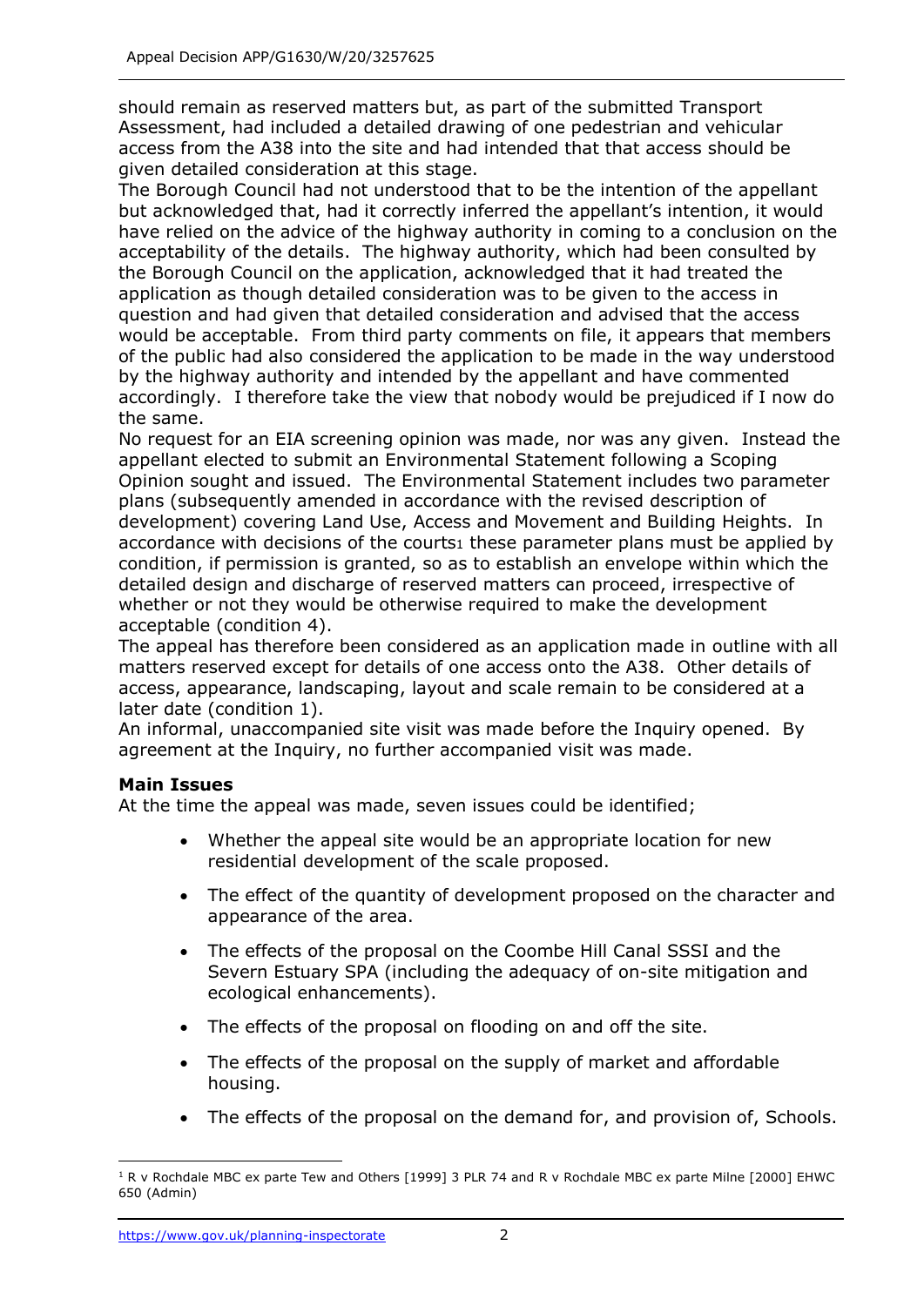should remain as reserved matters but, as part of the submitted Transport Assessment, had included a detailed drawing of one pedestrian and vehicular access from the A38 into the site and had intended that that access should be given detailed consideration at this stage.

The Borough Council had not understood that to be the intention of the appellant but acknowledged that, had it correctly inferred the appellant's intention, it would have relied on the advice of the highway authority in coming to a conclusion on the acceptability of the details. The highway authority, which had been consulted by the Borough Council on the application, acknowledged that it had treated the application as though detailed consideration was to be given to the access in question and had given that detailed consideration and advised that the access would be acceptable. From third party comments on file, it appears that members of the public had also considered the application to be made in the way understood by the highway authority and intended by the appellant and have commented accordingly. I therefore take the view that nobody would be prejudiced if I now do the same.

No request for an EIA screening opinion was made, nor was any given. Instead the appellant elected to submit an Environmental Statement following a Scoping Opinion sought and issued. The Environmental Statement includes two parameter plans (subsequently amended in accordance with the revised description of development) covering Land Use, Access and Movement and Building Heights. In accordance with decisions of the courts[1] these parameter plans must be applied by condition, if permission is granted, so as to establish an envelope within which the detailed design and discharge of reserved matters can proceed, irrespective of whether or not they would be otherwise required to make the development acceptable (condition 4).

The appeal has therefore been considered as an application made in outline with all matters reserved except for details of one access onto the A38. Other details of access, appearance, landscaping, layout and scale remain to be considered at a later date (condition 1).

An informal, unaccompanied site visit was made before the Inquiry opened. By agreement at the Inquiry, no further accompanied visit was made.

## Main Issues

At the time the appeal was made, seven issues could be identified;

- Whether the appeal site would be an appropriate location for new residential development of the scale proposed.
- The effect of the quantity of development proposed on the character and appearance of the area.
- The effects of the proposal on the Coombe Hill Canal SSSI and the Severn Estuary SPA (including the adequacy of on-site mitigation and ecological enhancements).
- The effects of the proposal on flooding on and off the site.
- The effects of the proposal on the supply of market and affordable housing.
- The effects of the proposal on the demand for, and provision of, Schools.

[1] R v Rochdale MBC ex parte Tew and Others [1999] 3 PLR 74 and R v Rochdale MBC ex parte Milne [2000] EHWC 650 (Admin)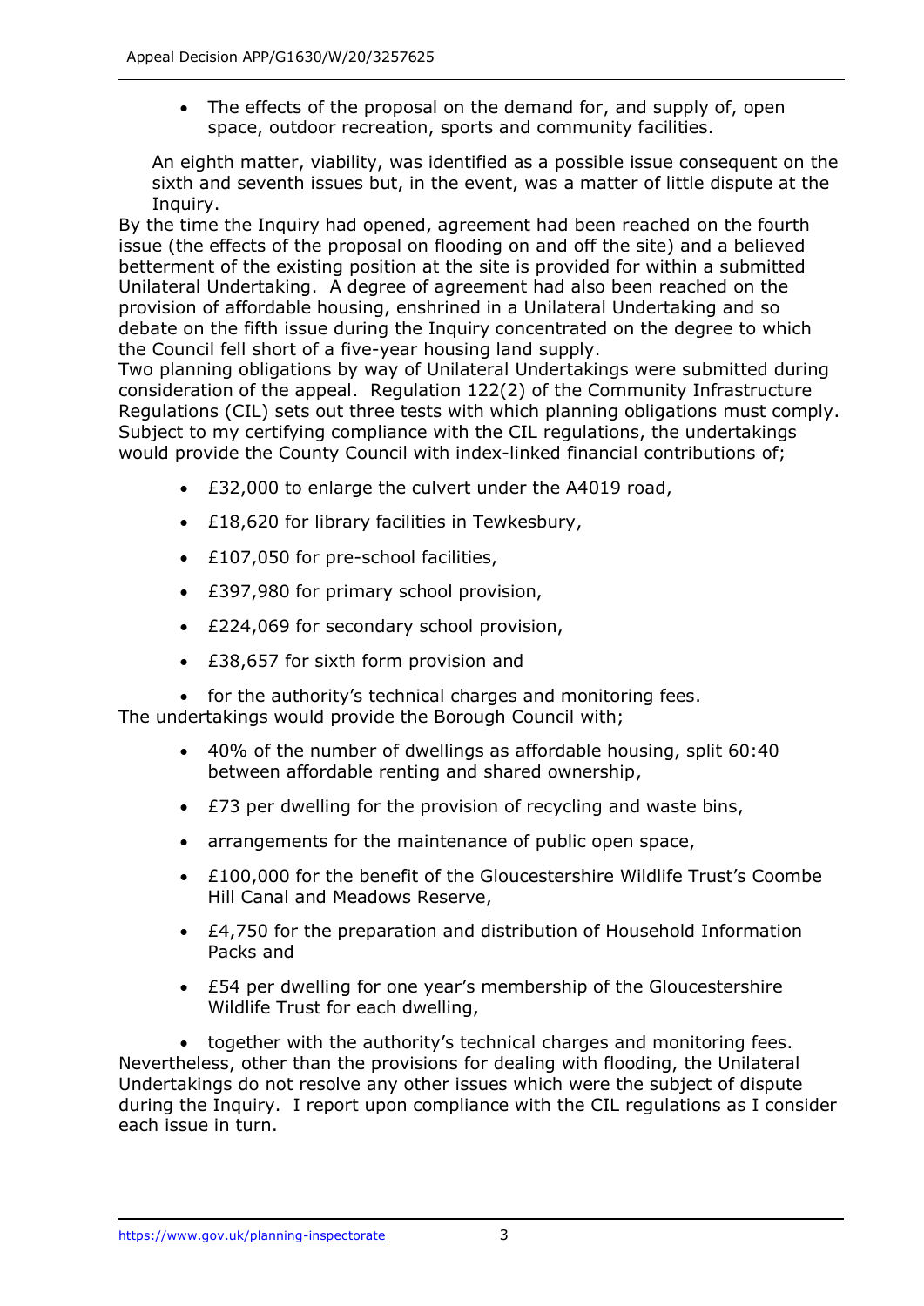- The effects of the proposal on the demand for, and supply of, open space, outdoor recreation, sports and community facilities.

An eighth matter, viability, was identified as a possible issue consequent on the sixth and seventh issues but, in the event, was a matter of little dispute at the Inquiry.

By the time the Inquiry had opened, agreement had been reached on the fourth issue (the effects of the proposal on flooding on and off the site) and a believed betterment of the existing position at the site is provided for within a submitted Unilateral Undertaking. A degree of agreement had also been reached on the provision of affordable housing, enshrined in a Unilateral Undertaking and so debate on the fifth issue during the Inquiry concentrated on the degree to which the Council fell short of a five-year housing land supply.

Two planning obligations by way of Unilateral Undertakings were submitted during consideration of the appeal. Regulation 122(2) of the Community Infrastructure Regulations (CIL) sets out three tests with which planning obligations must comply. Subject to my certifying compliance with the CIL regulations, the undertakings would provide the County Council with index-linked financial contributions of;

- £32,000 to enlarge the culvert under the A4019 road,
- £18,620 for library facilities in Tewkesbury,
- £107,050 for pre-school facilities,
- £397,980 for primary school provision,
- £224,069 for secondary school provision,
- £38,657 for sixth form provision and
- for the authority's technical charges and monitoring fees.

The undertakings would provide the Borough Council with;

- 40% of the number of dwellings as affordable housing, split 60:40 between affordable renting and shared ownership,
- £73 per dwelling for the provision of recycling and waste bins,
- arrangements for the maintenance of public open space,
- £100,000 for the benefit of the Gloucestershire Wildlife Trust's Coombe Hill Canal and Meadows Reserve,
- £4,750 for the preparation and distribution of Household Information Packs and
- £54 per dwelling for one year's membership of the Gloucestershire Wildlife Trust for each dwelling,
- together with the authority's technical charges and monitoring fees.

Nevertheless, other than the provisions for dealing with flooding, the Unilateral Undertakings do not resolve any other issues which were the subject of dispute during the Inquiry. I report upon compliance with the CIL regulations as I consider each issue in turn.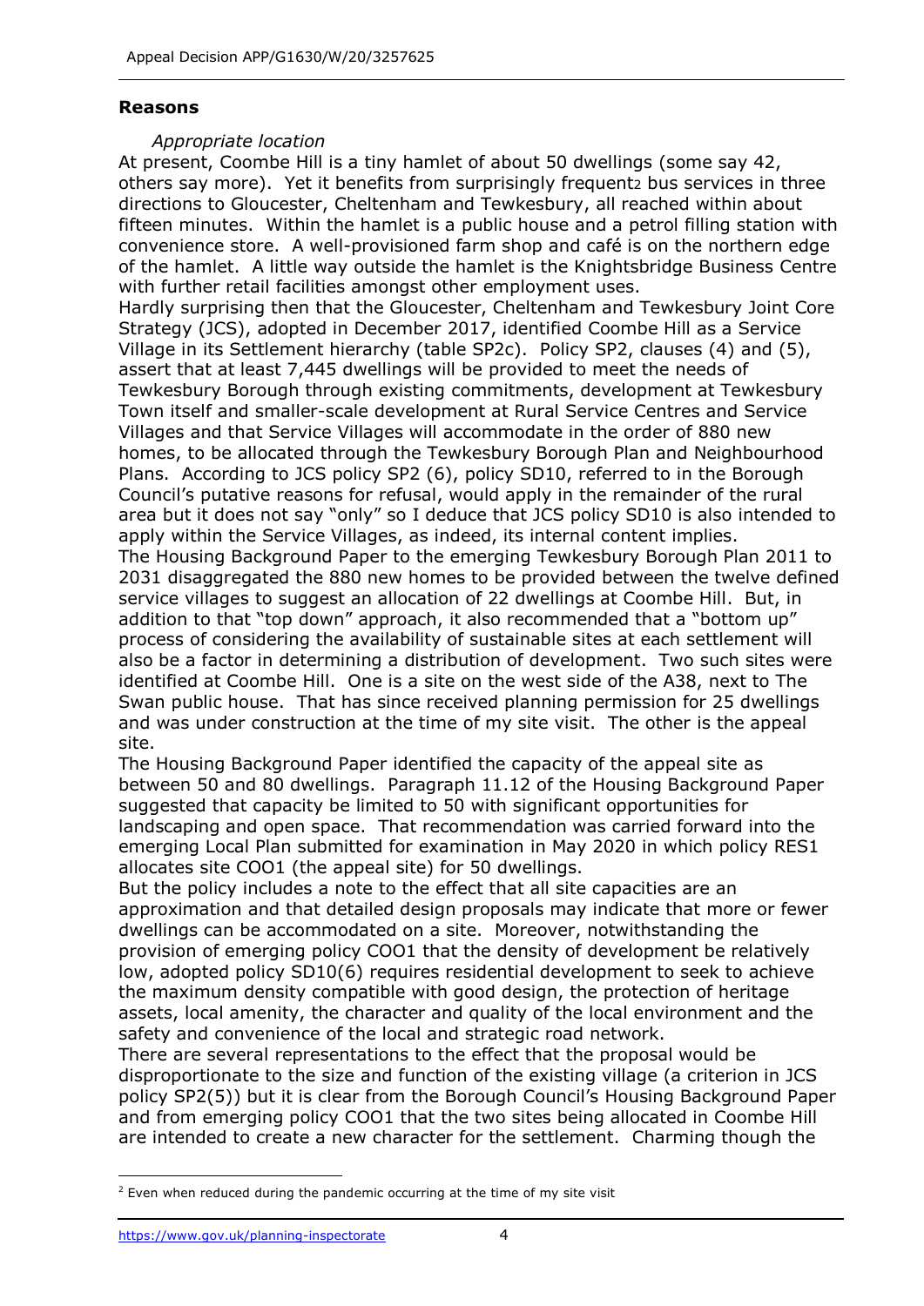## Reasons

*Appropriate location*

At present, Coombe Hill is a tiny hamlet of about 50 dwellings (some say 42, others say more). Yet it benefits from surprisingly frequent[2] bus services in three directions to Gloucester, Cheltenham and Tewkesbury, all reached within about fifteen minutes. Within the hamlet is a public house and a petrol filling station with convenience store. A well-provisioned farm shop and café is on the northern edge of the hamlet. A little way outside the hamlet is the Knightsbridge Business Centre with further retail facilities amongst other employment uses.

Hardly surprising then that the Gloucester, Cheltenham and Tewkesbury Joint Core Strategy (JCS), adopted in December 2017, identified Coombe Hill as a Service Village in its Settlement hierarchy (table SP2c). Policy SP2, clauses (4) and (5), assert that at least 7,445 dwellings will be provided to meet the needs of Tewkesbury Borough through existing commitments, development at Tewkesbury Town itself and smaller-scale development at Rural Service Centres and Service Villages and that Service Villages will accommodate in the order of 880 new homes, to be allocated through the Tewkesbury Borough Plan and Neighbourhood Plans. According to JCS policy SP2 (6), policy SD10, referred to in the Borough Council's putative reasons for refusal, would apply in the remainder of the rural area but it does not say "only" so I deduce that JCS policy SD10 is also intended to apply within the Service Villages, as indeed, its internal content implies.

The Housing Background Paper to the emerging Tewkesbury Borough Plan 2011 to 2031 disaggregated the 880 new homes to be provided between the twelve defined service villages to suggest an allocation of 22 dwellings at Coombe Hill. But, in addition to that "top down" approach, it also recommended that a "bottom up" process of considering the availability of sustainable sites at each settlement will also be a factor in determining a distribution of development. Two such sites were identified at Coombe Hill. One is a site on the west side of the A38, next to The Swan public house. That has since received planning permission for 25 dwellings and was under construction at the time of my site visit. The other is the appeal site.

The Housing Background Paper identified the capacity of the appeal site as between 50 and 80 dwellings. Paragraph 11.12 of the Housing Background Paper suggested that capacity be limited to 50 with significant opportunities for landscaping and open space. That recommendation was carried forward into the emerging Local Plan submitted for examination in May 2020 in which policy RES1 allocates site COO1 (the appeal site) for 50 dwellings.

But the policy includes a note to the effect that all site capacities are an approximation and that detailed design proposals may indicate that more or fewer dwellings can be accommodated on a site. Moreover, notwithstanding the provision of emerging policy COO1 that the density of development be relatively low, adopted policy SD10(6) requires residential development to seek to achieve the maximum density compatible with good design, the protection of heritage assets, local amenity, the character and quality of the local environment and the safety and convenience of the local and strategic road network.

There are several representations to the effect that the proposal would be disproportionate to the size and function of the existing village (a criterion in JCS policy SP2(5)) but it is clear from the Borough Council's Housing Background Paper and from emerging policy COO1 that the two sites being allocated in Coombe Hill are intended to create a new character for the settlement. Charming though the

[2] Even when reduced during the pandemic occurring at the time of my site visit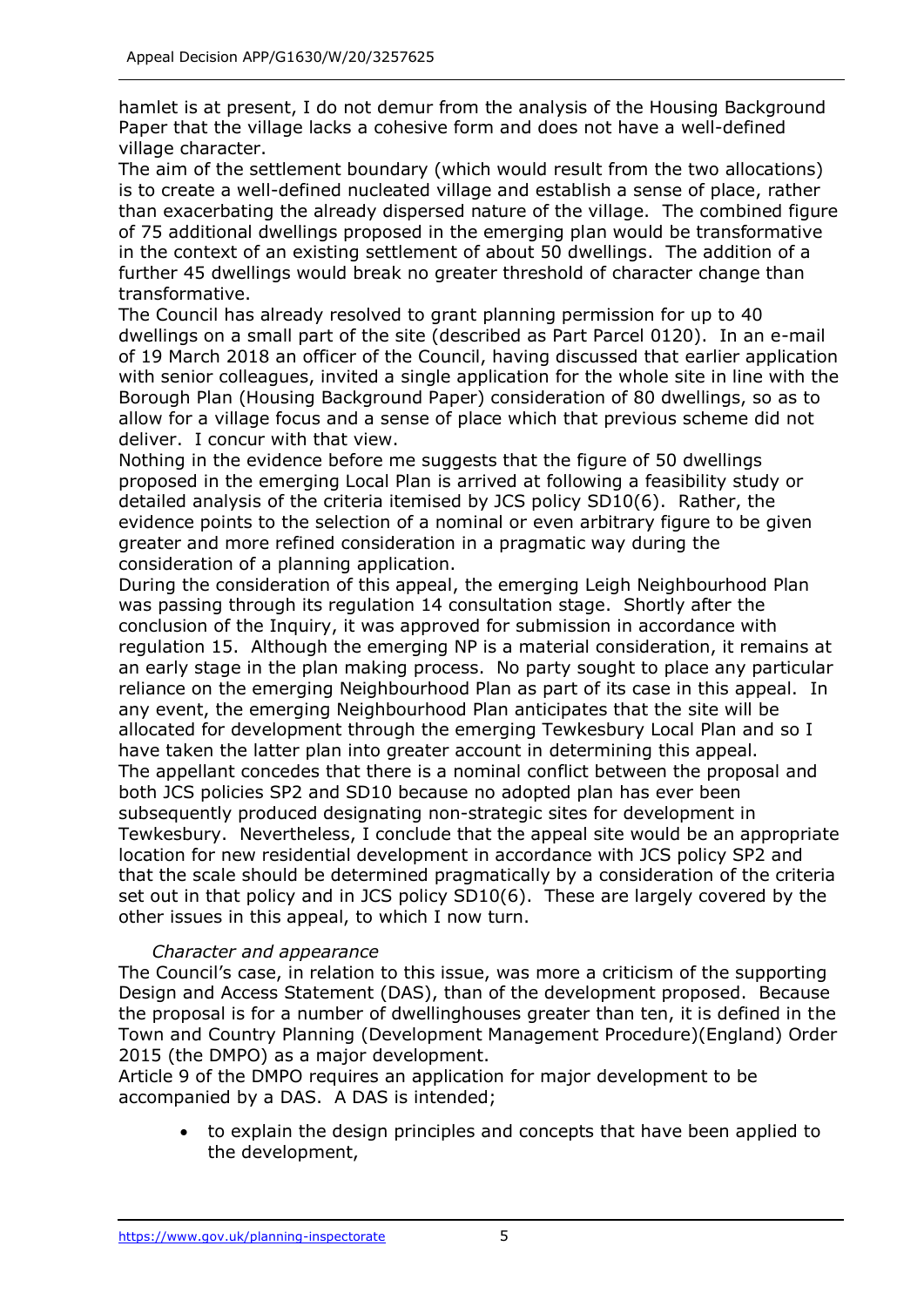hamlet is at present, I do not demur from the analysis of the Housing Background Paper that the village lacks a cohesive form and does not have a well-defined village character.

The aim of the settlement boundary (which would result from the two allocations) is to create a well-defined nucleated village and establish a sense of place, rather than exacerbating the already dispersed nature of the village. The combined figure of 75 additional dwellings proposed in the emerging plan would be transformative in the context of an existing settlement of about 50 dwellings. The addition of a further 45 dwellings would break no greater threshold of character change than transformative.

The Council has already resolved to grant planning permission for up to 40 dwellings on a small part of the site (described as Part Parcel 0120). In an e-mail of 19 March 2018 an officer of the Council, having discussed that earlier application with senior colleagues, invited a single application for the whole site in line with the Borough Plan (Housing Background Paper) consideration of 80 dwellings, so as to allow for a village focus and a sense of place which that previous scheme did not deliver. I concur with that view.

Nothing in the evidence before me suggests that the figure of 50 dwellings proposed in the emerging Local Plan is arrived at following a feasibility study or detailed analysis of the criteria itemised by JCS policy SD10(6). Rather, the evidence points to the selection of a nominal or even arbitrary figure to be given greater and more refined consideration in a pragmatic way during the consideration of a planning application.

During the consideration of this appeal, the emerging Leigh Neighbourhood Plan was passing through its regulation 14 consultation stage. Shortly after the conclusion of the Inquiry, it was approved for submission in accordance with regulation 15. Although the emerging NP is a material consideration, it remains at an early stage in the plan making process. No party sought to place any particular reliance on the emerging Neighbourhood Plan as part of its case in this appeal. In any event, the emerging Neighbourhood Plan anticipates that the site will be allocated for development through the emerging Tewkesbury Local Plan and so I have taken the latter plan into greater account in determining this appeal.

The appellant concedes that there is a nominal conflict between the proposal and both JCS policies SP2 and SD10 because no adopted plan has ever been subsequently produced designating non-strategic sites for development in Tewkesbury. Nevertheless, I conclude that the appeal site would be an appropriate location for new residential development in accordance with JCS policy SP2 and that the scale should be determined pragmatically by a consideration of the criteria set out in that policy and in JCS policy SD10(6). These are largely covered by the other issues in this appeal, to which I now turn.

*Character and appearance*

The Council's case, in relation to this issue, was more a criticism of the supporting Design and Access Statement (DAS), than of the development proposed. Because the proposal is for a number of dwellinghouses greater than ten, it is defined in the Town and Country Planning (Development Management Procedure)(England) Order 2015 (the DMPO) as a major development.

Article 9 of the DMPO requires an application for major development to be accompanied by a DAS. A DAS is intended;

- to explain the design principles and concepts that have been applied to the development,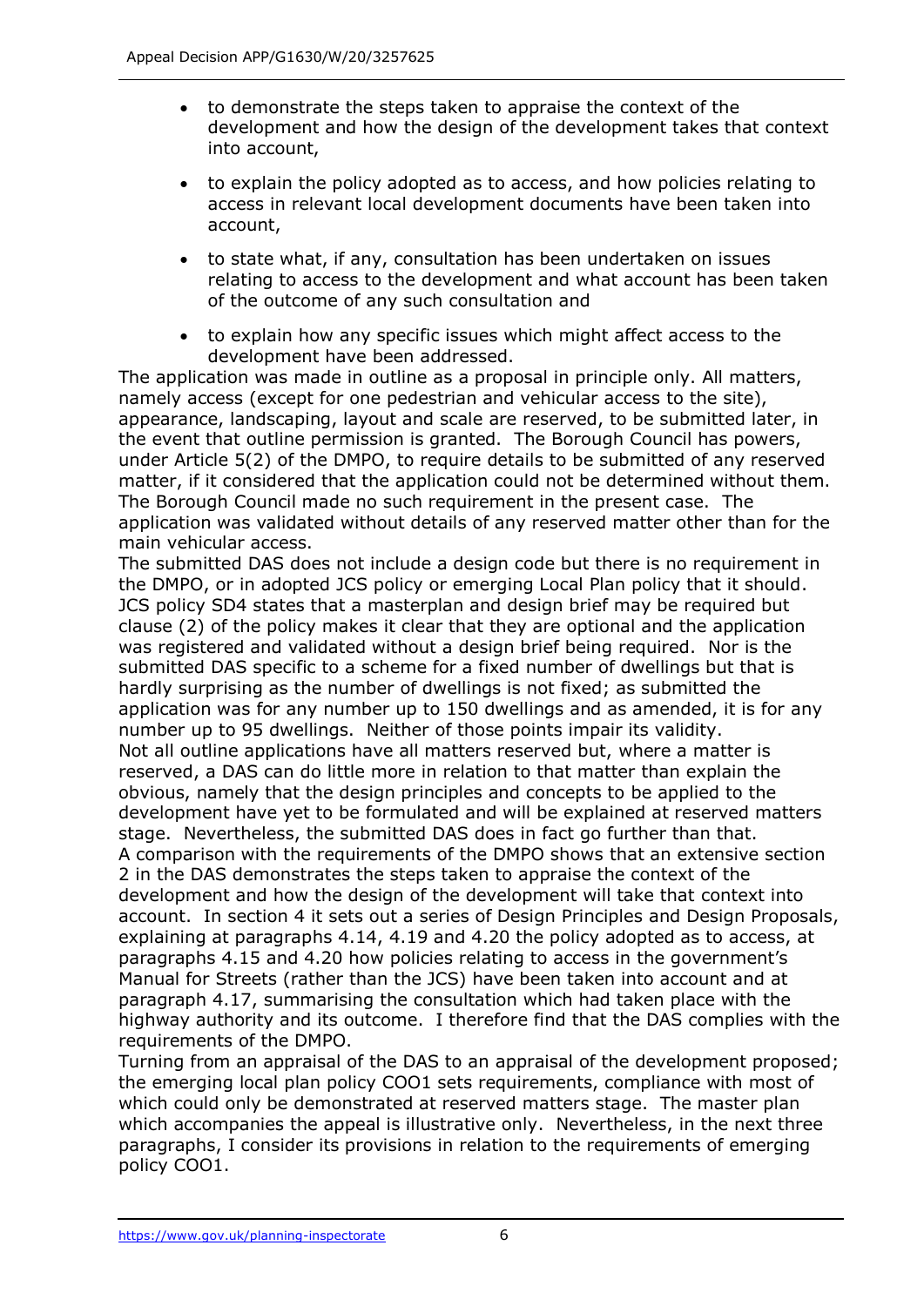- to demonstrate the steps taken to appraise the context of the development and how the design of the development takes that context into account,
- to explain the policy adopted as to access, and how policies relating to access in relevant local development documents have been taken into account,
- to state what, if any, consultation has been undertaken on issues relating to access to the development and what account has been taken of the outcome of any such consultation and
- to explain how any specific issues which might affect access to the development have been addressed.

The application was made in outline as a proposal in principle only. All matters, namely access (except for one pedestrian and vehicular access to the site), appearance, landscaping, layout and scale are reserved, to be submitted later, in the event that outline permission is granted. The Borough Council has powers, under Article 5(2) of the DMPO, to require details to be submitted of any reserved matter, if it considered that the application could not be determined without them. The Borough Council made no such requirement in the present case. The application was validated without details of any reserved matter other than for the main vehicular access.

The submitted DAS does not include a design code but there is no requirement in the DMPO, or in adopted JCS policy or emerging Local Plan policy that it should. JCS policy SD4 states that a masterplan and design brief may be required but clause (2) of the policy makes it clear that they are optional and the application was registered and validated without a design brief being required. Nor is the submitted DAS specific to a scheme for a fixed number of dwellings but that is hardly surprising as the number of dwellings is not fixed; as submitted the application was for any number up to 150 dwellings and as amended, it is for any number up to 95 dwellings. Neither of those points impair its validity.

Not all outline applications have all matters reserved but, where a matter is reserved, a DAS can do little more in relation to that matter than explain the obvious, namely that the design principles and concepts to be applied to the development have yet to be formulated and will be explained at reserved matters stage. Nevertheless, the submitted DAS does in fact go further than that.

A comparison with the requirements of the DMPO shows that an extensive section 2 in the DAS demonstrates the steps taken to appraise the context of the development and how the design of the development will take that context into account. In section 4 it sets out a series of Design Principles and Design Proposals, explaining at paragraphs 4.14, 4.19 and 4.20 the policy adopted as to access, at paragraphs 4.15 and 4.20 how policies relating to access in the government's Manual for Streets (rather than the JCS) have been taken into account and at paragraph 4.17, summarising the consultation which had taken place with the highway authority and its outcome. I therefore find that the DAS complies with the requirements of the DMPO.

Turning from an appraisal of the DAS to an appraisal of the development proposed; the emerging local plan policy COO1 sets requirements, compliance with most of which could only be demonstrated at reserved matters stage. The master plan which accompanies the appeal is illustrative only. Nevertheless, in the next three paragraphs, I consider its provisions in relation to the requirements of emerging policy COO1.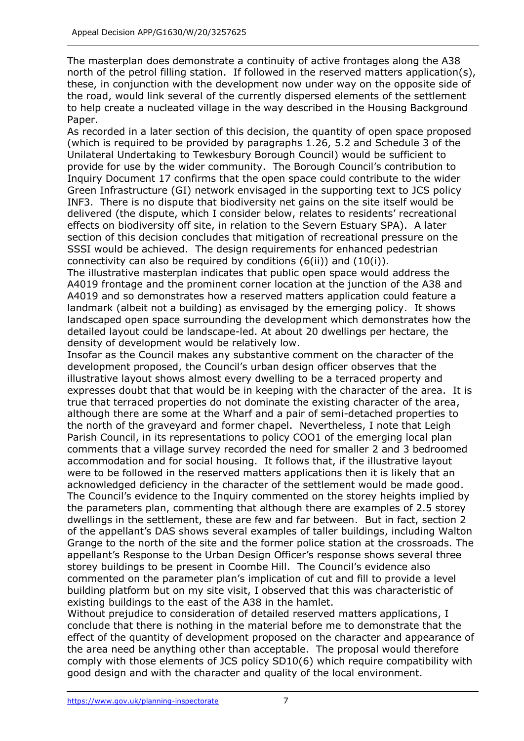The masterplan does demonstrate a continuity of active frontages along the A38 north of the petrol filling station. If followed in the reserved matters application(s), these, in conjunction with the development now under way on the opposite side of the road, would link several of the currently dispersed elements of the settlement to help create a nucleated village in the way described in the Housing Background Paper.

As recorded in a later section of this decision, the quantity of open space proposed (which is required to be provided by paragraphs 1.26, 5.2 and Schedule 3 of the Unilateral Undertaking to Tewkesbury Borough Council) would be sufficient to provide for use by the wider community. The Borough Council's contribution to Inquiry Document 17 confirms that the open space could contribute to the wider Green Infrastructure (GI) network envisaged in the supporting text to JCS policy INF3. There is no dispute that biodiversity net gains on the site itself would be delivered (the dispute, which I consider below, relates to residents' recreational effects on biodiversity off site, in relation to the Severn Estuary SPA). A later section of this decision concludes that mitigation of recreational pressure on the SSSI would be achieved. The design requirements for enhanced pedestrian connectivity can also be required by conditions (6(ii)) and (10(i)).

The illustrative masterplan indicates that public open space would address the A4019 frontage and the prominent corner location at the junction of the A38 and A4019 and so demonstrates how a reserved matters application could feature a landmark (albeit not a building) as envisaged by the emerging policy. It shows landscaped open space surrounding the development which demonstrates how the detailed layout could be landscape-led. At about 20 dwellings per hectare, the density of development would be relatively low.

Insofar as the Council makes any substantive comment on the character of the development proposed, the Council's urban design officer observes that the illustrative layout shows almost every dwelling to be a terraced property and expresses doubt that that would be in keeping with the character of the area. It is true that terraced properties do not dominate the existing character of the area, although there are some at the Wharf and a pair of semi-detached properties to the north of the graveyard and former chapel. Nevertheless, I note that Leigh Parish Council, in its representations to policy COO1 of the emerging local plan comments that a village survey recorded the need for smaller 2 and 3 bedroomed accommodation and for social housing. It follows that, if the illustrative layout were to be followed in the reserved matters applications then it is likely that an acknowledged deficiency in the character of the settlement would be made good.

The Council's evidence to the Inquiry commented on the storey heights implied by the parameters plan, commenting that although there are examples of 2.5 storey dwellings in the settlement, these are few and far between. But in fact, section 2 of the appellant's DAS shows several examples of taller buildings, including Walton Grange to the north of the site and the former police station at the crossroads. The appellant's Response to the Urban Design Officer's response shows several three storey buildings to be present in Coombe Hill. The Council's evidence also commented on the parameter plan's implication of cut and fill to provide a level building platform but on my site visit, I observed that this was characteristic of existing buildings to the east of the A38 in the hamlet.

Without prejudice to consideration of detailed reserved matters applications, I conclude that there is nothing in the material before me to demonstrate that the effect of the quantity of development proposed on the character and appearance of the area need be anything other than acceptable. The proposal would therefore comply with those elements of JCS policy SD10(6) which require compatibility with good design and with the character and quality of the local environment.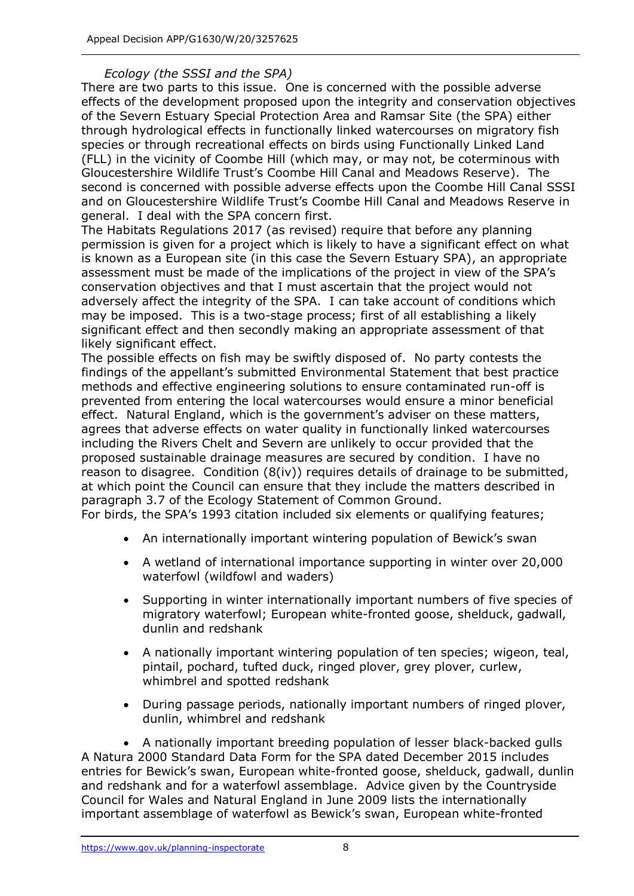*Ecology (the SSSI and the SPA)*

There are two parts to this issue. One is concerned with the possible adverse effects of the development proposed upon the integrity and conservation objectives of the Severn Estuary Special Protection Area and Ramsar Site (the SPA) either through hydrological effects in functionally linked watercourses on migratory fish species or through recreational effects on birds using Functionally Linked Land (FLL) in the vicinity of Coombe Hill (which may, or may not, be coterminous with Gloucestershire Wildlife Trust's Coombe Hill Canal and Meadows Reserve). The second is concerned with possible adverse effects upon the Coombe Hill Canal SSSI and on Gloucestershire Wildlife Trust's Coombe Hill Canal and Meadows Reserve in general. I deal with the SPA concern first.

The Habitats Regulations 2017 (as revised) require that before any planning permission is given for a project which is likely to have a significant effect on what is known as a European site (in this case the Severn Estuary SPA), an appropriate assessment must be made of the implications of the project in view of the SPA's conservation objectives and that I must ascertain that the project would not adversely affect the integrity of the SPA. I can take account of conditions which may be imposed. This is a two-stage process; first of all establishing a likely significant effect and then secondly making an appropriate assessment of that likely significant effect.

The possible effects on fish may be swiftly disposed of. No party contests the findings of the appellant's submitted Environmental Statement that best practice methods and effective engineering solutions to ensure contaminated run-off is prevented from entering the local watercourses would ensure a minor beneficial effect. Natural England, which is the government's adviser on these matters, agrees that adverse effects on water quality in functionally linked watercourses including the Rivers Chelt and Severn are unlikely to occur provided that the proposed sustainable drainage measures are secured by condition. I have no reason to disagree. Condition (8(iv)) requires details of drainage to be submitted, at which point the Council can ensure that they include the matters described in paragraph 3.7 of the Ecology Statement of Common Ground.

For birds, the SPA's 1993 citation included six elements or qualifying features;

- An internationally important wintering population of Bewick's swan
- A wetland of international importance supporting in winter over 20,000 waterfowl (wildfowl and waders)
- Supporting in winter internationally important numbers of five species of migratory waterfowl; European white-fronted goose, shelduck, gadwall, dunlin and redshank
- A nationally important wintering population of ten species; wigeon, teal, pintail, pochard, tufted duck, ringed plover, grey plover, curlew, whimbrel and spotted redshank
- During passage periods, nationally important numbers of ringed plover, dunlin, whimbrel and redshank
- A nationally important breeding population of lesser black-backed gulls

A Natura 2000 Standard Data Form for the SPA dated December 2015 includes entries for Bewick's swan, European white-fronted goose, shelduck, gadwall, dunlin and redshank and for a waterfowl assemblage. Advice given by the Countryside Council for Wales and Natural England in June 2009 lists the internationally important assemblage of waterfowl as Bewick's swan, European white-fronted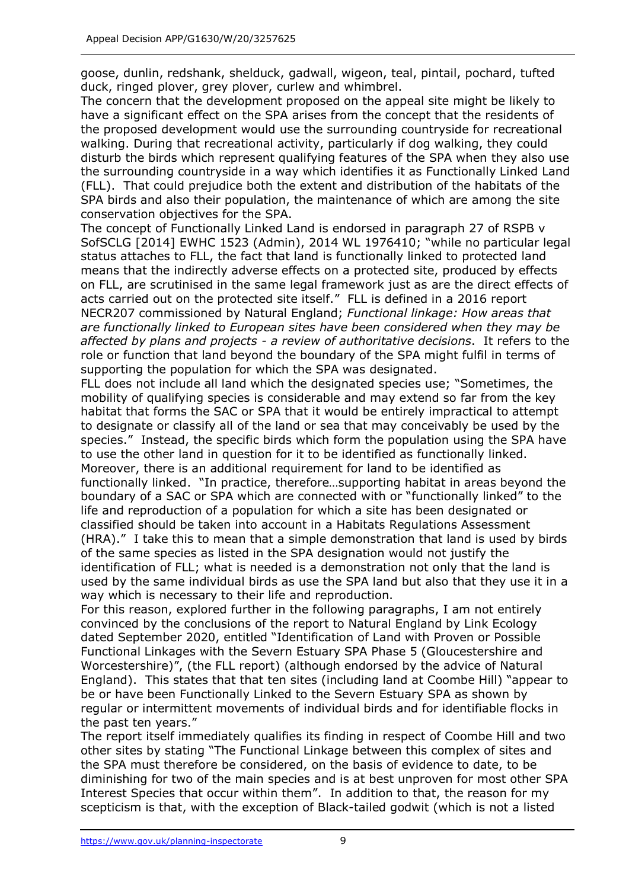goose, dunlin, redshank, shelduck, gadwall, wigeon, teal, pintail, pochard, tufted duck, ringed plover, grey plover, curlew and whimbrel.

The concern that the development proposed on the appeal site might be likely to have a significant effect on the SPA arises from the concept that the residents of the proposed development would use the surrounding countryside for recreational walking. During that recreational activity, particularly if dog walking, they could disturb the birds which represent qualifying features of the SPA when they also use the surrounding countryside in a way which identifies it as Functionally Linked Land (FLL). That could prejudice both the extent and distribution of the habitats of the SPA birds and also their population, the maintenance of which are among the site conservation objectives for the SPA.

The concept of Functionally Linked Land is endorsed in paragraph 27 of RSPB v SofSCLG [2014] EWHC 1523 (Admin), 2014 WL 1976410; "while no particular legal status attaches to FLL, the fact that land is functionally linked to protected land means that the indirectly adverse effects on a protected site, produced by effects on FLL, are scrutinised in the same legal framework just as are the direct effects of acts carried out on the protected site itself." FLL is defined in a 2016 report NECR207 commissioned by Natural England; *Functional linkage: How areas that are functionally linked to European sites have been considered when they may be affected by plans and projects - a review of authoritative decisions*. It refers to the role or function that land beyond the boundary of the SPA might fulfil in terms of supporting the population for which the SPA was designated.

FLL does not include all land which the designated species use; "Sometimes, the mobility of qualifying species is considerable and may extend so far from the key habitat that forms the SAC or SPA that it would be entirely impractical to attempt to designate or classify all of the land or sea that may conceivably be used by the species." Instead, the specific birds which form the population using the SPA have to use the other land in question for it to be identified as functionally linked. Moreover, there is an additional requirement for land to be identified as functionally linked. "In practice, therefore…supporting habitat in areas beyond the boundary of a SAC or SPA which are connected with or "functionally linked" to the life and reproduction of a population for which a site has been designated or classified should be taken into account in a Habitats Regulations Assessment (HRA)." I take this to mean that a simple demonstration that land is used by birds of the same species as listed in the SPA designation would not justify the identification of FLL; what is needed is a demonstration not only that the land is used by the same individual birds as use the SPA land but also that they use it in a way which is necessary to their life and reproduction.

For this reason, explored further in the following paragraphs, I am not entirely convinced by the conclusions of the report to Natural England by Link Ecology dated September 2020, entitled "Identification of Land with Proven or Possible Functional Linkages with the Severn Estuary SPA Phase 5 (Gloucestershire and Worcestershire)", (the FLL report) (although endorsed by the advice of Natural England). This states that that ten sites (including land at Coombe Hill) "appear to be or have been Functionally Linked to the Severn Estuary SPA as shown by regular or intermittent movements of individual birds and for identifiable flocks in the past ten years."

The report itself immediately qualifies its finding in respect of Coombe Hill and two other sites by stating "The Functional Linkage between this complex of sites and the SPA must therefore be considered, on the basis of evidence to date, to be diminishing for two of the main species and is at best unproven for most other SPA Interest Species that occur within them". In addition to that, the reason for my scepticism is that, with the exception of Black-tailed godwit (which is not a listed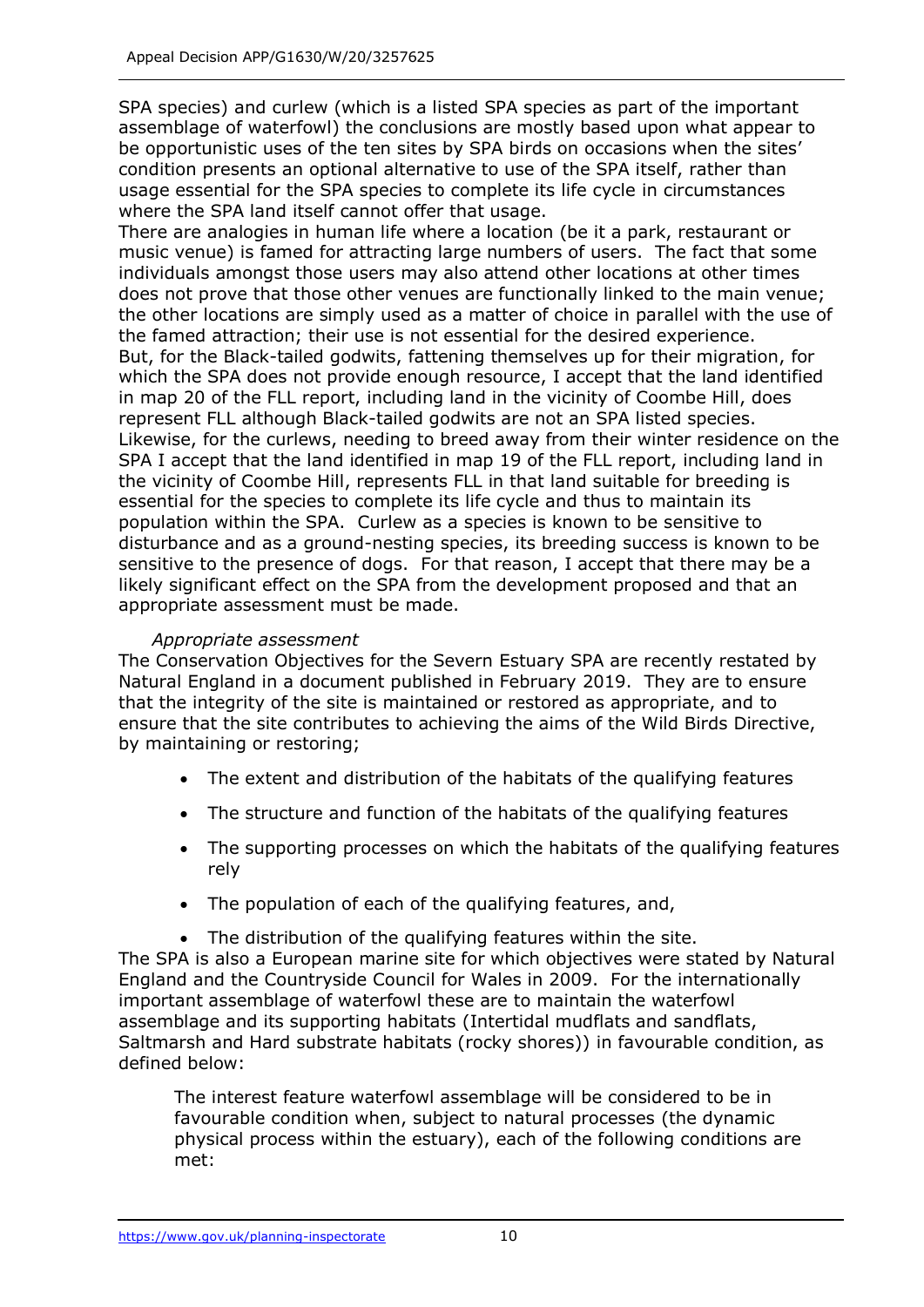SPA species) and curlew (which is a listed SPA species as part of the important assemblage of waterfowl) the conclusions are mostly based upon what appear to be opportunistic uses of the ten sites by SPA birds on occasions when the sites' condition presents an optional alternative to use of the SPA itself, rather than usage essential for the SPA species to complete its life cycle in circumstances where the SPA land itself cannot offer that usage.

There are analogies in human life where a location (be it a park, restaurant or music venue) is famed for attracting large numbers of users. The fact that some individuals amongst those users may also attend other locations at other times does not prove that those other venues are functionally linked to the main venue; the other locations are simply used as a matter of choice in parallel with the use of the famed attraction; their use is not essential for the desired experience.

But, for the Black-tailed godwits, fattening themselves up for their migration, for which the SPA does not provide enough resource, I accept that the land identified in map 20 of the FLL report, including land in the vicinity of Coombe Hill, does represent FLL although Black-tailed godwits are not an SPA listed species. Likewise, for the curlews, needing to breed away from their winter residence on the SPA I accept that the land identified in map 19 of the FLL report, including land in the vicinity of Coombe Hill, represents FLL in that land suitable for breeding is essential for the species to complete its life cycle and thus to maintain its population within the SPA. Curlew as a species is known to be sensitive to disturbance and as a ground-nesting species, its breeding success is known to be sensitive to the presence of dogs. For that reason, I accept that there may be a likely significant effect on the SPA from the development proposed and that an appropriate assessment must be made.

*Appropriate assessment*

The Conservation Objectives for the Severn Estuary SPA are recently restated by Natural England in a document published in February 2019. They are to ensure that the integrity of the site is maintained or restored as appropriate, and to ensure that the site contributes to achieving the aims of the Wild Birds Directive, by maintaining or restoring;

- The extent and distribution of the habitats of the qualifying features
- The structure and function of the habitats of the qualifying features
- The supporting processes on which the habitats of the qualifying features rely
- The population of each of the qualifying features, and,
- The distribution of the qualifying features within the site.

The SPA is also a European marine site for which objectives were stated by Natural England and the Countryside Council for Wales in 2009. For the internationally important assemblage of waterfowl these are to maintain the waterfowl assemblage and its supporting habitats (Intertidal mudflats and sandflats, Saltmarsh and Hard substrate habitats (rocky shores)) in favourable condition, as defined below:

> The interest feature waterfowl assemblage will be considered to be in favourable condition when, subject to natural processes (the dynamic physical process within the estuary), each of the following conditions are met: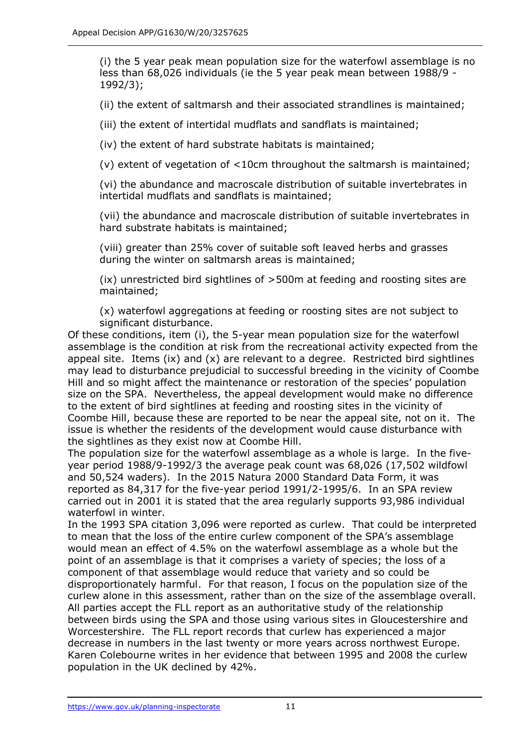(i) the 5 year peak mean population size for the waterfowl assemblage is no less than 68,026 individuals (ie the 5 year peak mean between 1988/9 - 1992/3);

(ii) the extent of saltmarsh and their associated strandlines is maintained;

(iii) the extent of intertidal mudflats and sandflats is maintained;

(iv) the extent of hard substrate habitats is maintained;

(v) extent of vegetation of <10cm throughout the saltmarsh is maintained;

(vi) the abundance and macroscale distribution of suitable invertebrates in intertidal mudflats and sandflats is maintained;

(vii) the abundance and macroscale distribution of suitable invertebrates in hard substrate habitats is maintained;

(viii) greater than 25% cover of suitable soft leaved herbs and grasses during the winter on saltmarsh areas is maintained;

(ix) unrestricted bird sightlines of >500m at feeding and roosting sites are maintained;

(x) waterfowl aggregations at feeding or roosting sites are not subject to significant disturbance.

Of these conditions, item (i), the 5-year mean population size for the waterfowl assemblage is the condition at risk from the recreational activity expected from the appeal site. Items (ix) and (x) are relevant to a degree. Restricted bird sightlines may lead to disturbance prejudicial to successful breeding in the vicinity of Coombe Hill and so might affect the maintenance or restoration of the species' population size on the SPA. Nevertheless, the appeal development would make no difference to the extent of bird sightlines at feeding and roosting sites in the vicinity of Coombe Hill, because these are reported to be near the appeal site, not on it. The issue is whether the residents of the development would cause disturbance with the sightlines as they exist now at Coombe Hill.

The population size for the waterfowl assemblage as a whole is large. In the five-year period 1988/9-1992/3 the average peak count was 68,026 (17,502 wildfowl and 50,524 waders). In the 2015 Natura 2000 Standard Data Form, it was reported as 84,317 for the five-year period 1991/2-1995/6. In an SPA review carried out in 2001 it is stated that the area regularly supports 93,986 individual waterfowl in winter.

In the 1993 SPA citation 3,096 were reported as curlew. That could be interpreted to mean that the loss of the entire curlew component of the SPA's assemblage would mean an effect of 4.5% on the waterfowl assemblage as a whole but the point of an assemblage is that it comprises a variety of species; the loss of a component of that assemblage would reduce that variety and so could be disproportionately harmful. For that reason, I focus on the population size of the curlew alone in this assessment, rather than on the size of the assemblage overall.

All parties accept the FLL report as an authoritative study of the relationship between birds using the SPA and those using various sites in Gloucestershire and Worcestershire. The FLL report records that curlew has experienced a major decrease in numbers in the last twenty or more years across northwest Europe. Karen Colebourne writes in her evidence that between 1995 and 2008 the curlew population in the UK declined by 42%.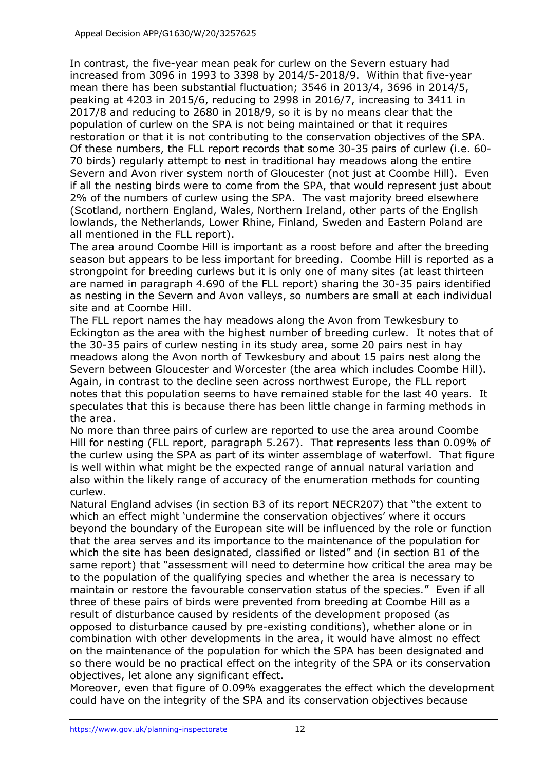In contrast, the five-year mean peak for curlew on the Severn estuary had increased from 3096 in 1993 to 3398 by 2014/5-2018/9. Within that five-year mean there has been substantial fluctuation; 3546 in 2013/4, 3696 in 2014/5, peaking at 4203 in 2015/6, reducing to 2998 in 2016/7, increasing to 3411 in 2017/8 and reducing to 2680 in 2018/9, so it is by no means clear that the population of curlew on the SPA is not being maintained or that it requires restoration or that it is not contributing to the conservation objectives of the SPA. Of these numbers, the FLL report records that some 30-35 pairs of curlew (i.e. 60-70 birds) regularly attempt to nest in traditional hay meadows along the entire Severn and Avon river system north of Gloucester (not just at Coombe Hill). Even if all the nesting birds were to come from the SPA, that would represent just about 2% of the numbers of curlew using the SPA. The vast majority breed elsewhere (Scotland, northern England, Wales, Northern Ireland, other parts of the English lowlands, the Netherlands, Lower Rhine, Finland, Sweden and Eastern Poland are all mentioned in the FLL report).

The area around Coombe Hill is important as a roost before and after the breeding season but appears to be less important for breeding. Coombe Hill is reported as a strongpoint for breeding curlews but it is only one of many sites (at least thirteen are named in paragraph 4.690 of the FLL report) sharing the 30-35 pairs identified as nesting in the Severn and Avon valleys, so numbers are small at each individual site and at Coombe Hill.

The FLL report names the hay meadows along the Avon from Tewkesbury to Eckington as the area with the highest number of breeding curlew. It notes that of the 30-35 pairs of curlew nesting in its study area, some 20 pairs nest in hay meadows along the Avon north of Tewkesbury and about 15 pairs nest along the Severn between Gloucester and Worcester (the area which includes Coombe Hill). Again, in contrast to the decline seen across northwest Europe, the FLL report notes that this population seems to have remained stable for the last 40 years. It speculates that this is because there has been little change in farming methods in the area.

No more than three pairs of curlew are reported to use the area around Coombe Hill for nesting (FLL report, paragraph 5.267). That represents less than 0.09% of the curlew using the SPA as part of its winter assemblage of waterfowl. That figure is well within what might be the expected range of annual natural variation and also within the likely range of accuracy of the enumeration methods for counting curlew.

Natural England advises (in section B3 of its report NECR207) that "the extent to which an effect might 'undermine the conservation objectives' where it occurs beyond the boundary of the European site will be influenced by the role or function that the area serves and its importance to the maintenance of the population for which the site has been designated, classified or listed" and (in section B1 of the same report) that "assessment will need to determine how critical the area may be to the population of the qualifying species and whether the area is necessary to maintain or restore the favourable conservation status of the species." Even if all three of these pairs of birds were prevented from breeding at Coombe Hill as a result of disturbance caused by residents of the development proposed (as opposed to disturbance caused by pre-existing conditions), whether alone or in combination with other developments in the area, it would have almost no effect on the maintenance of the population for which the SPA has been designated and so there would be no practical effect on the integrity of the SPA or its conservation objectives, let alone any significant effect.

Moreover, even that figure of 0.09% exaggerates the effect which the development could have on the integrity of the SPA and its conservation objectives because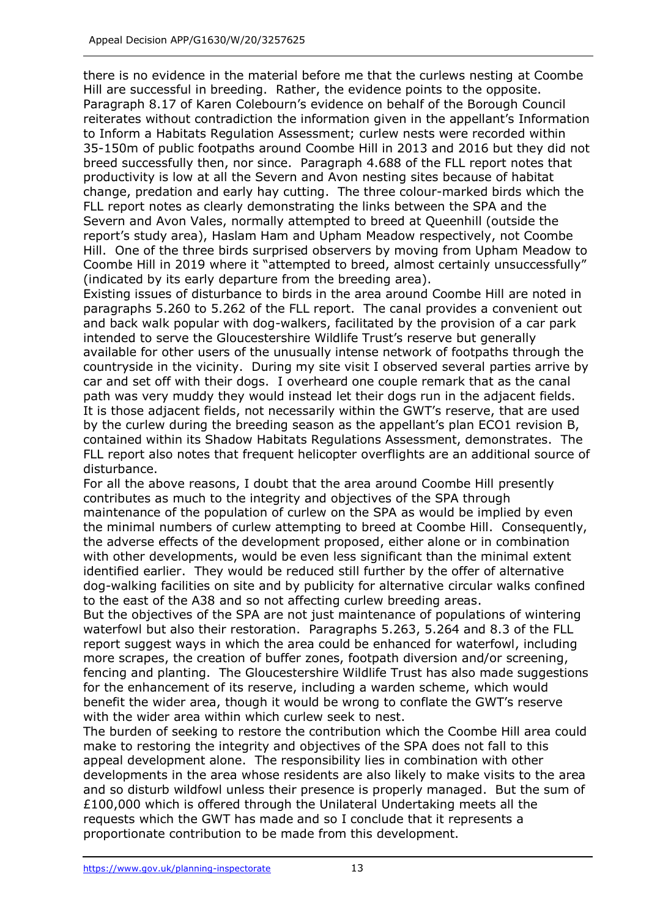there is no evidence in the material before me that the curlews nesting at Coombe Hill are successful in breeding. Rather, the evidence points to the opposite. Paragraph 8.17 of Karen Colebourn's evidence on behalf of the Borough Council reiterates without contradiction the information given in the appellant's Information to Inform a Habitats Regulation Assessment; curlew nests were recorded within 35-150m of public footpaths around Coombe Hill in 2013 and 2016 but they did not breed successfully then, nor since. Paragraph 4.688 of the FLL report notes that productivity is low at all the Severn and Avon nesting sites because of habitat change, predation and early hay cutting. The three colour-marked birds which the FLL report notes as clearly demonstrating the links between the SPA and the Severn and Avon Vales, normally attempted to breed at Queenhill (outside the report's study area), Haslam Ham and Upham Meadow respectively, not Coombe Hill. One of the three birds surprised observers by moving from Upham Meadow to Coombe Hill in 2019 where it "attempted to breed, almost certainly unsuccessfully" (indicated by its early departure from the breeding area).

Existing issues of disturbance to birds in the area around Coombe Hill are noted in paragraphs 5.260 to 5.262 of the FLL report. The canal provides a convenient out and back walk popular with dog-walkers, facilitated by the provision of a car park intended to serve the Gloucestershire Wildlife Trust's reserve but generally available for other users of the unusually intense network of footpaths through the countryside in the vicinity. During my site visit I observed several parties arrive by car and set off with their dogs. I overheard one couple remark that as the canal path was very muddy they would instead let their dogs run in the adjacent fields. It is those adjacent fields, not necessarily within the GWT's reserve, that are used by the curlew during the breeding season as the appellant's plan ECO1 revision B, contained within its Shadow Habitats Regulations Assessment, demonstrates. The FLL report also notes that frequent helicopter overflights are an additional source of disturbance.

For all the above reasons, I doubt that the area around Coombe Hill presently contributes as much to the integrity and objectives of the SPA through maintenance of the population of curlew on the SPA as would be implied by even the minimal numbers of curlew attempting to breed at Coombe Hill. Consequently, the adverse effects of the development proposed, either alone or in combination with other developments, would be even less significant than the minimal extent identified earlier. They would be reduced still further by the offer of alternative dog-walking facilities on site and by publicity for alternative circular walks confined to the east of the A38 and so not affecting curlew breeding areas.

But the objectives of the SPA are not just maintenance of populations of wintering waterfowl but also their restoration. Paragraphs 5.263, 5.264 and 8.3 of the FLL report suggest ways in which the area could be enhanced for waterfowl, including more scrapes, the creation of buffer zones, footpath diversion and/or screening, fencing and planting. The Gloucestershire Wildlife Trust has also made suggestions for the enhancement of its reserve, including a warden scheme, which would benefit the wider area, though it would be wrong to conflate the GWT's reserve with the wider area within which curlew seek to nest.

The burden of seeking to restore the contribution which the Coombe Hill area could make to restoring the integrity and objectives of the SPA does not fall to this appeal development alone. The responsibility lies in combination with other developments in the area whose residents are also likely to make visits to the area and so disturb wildfowl unless their presence is properly managed. But the sum of £100,000 which is offered through the Unilateral Undertaking meets all the requests which the GWT has made and so I conclude that it represents a proportionate contribution to be made from this development.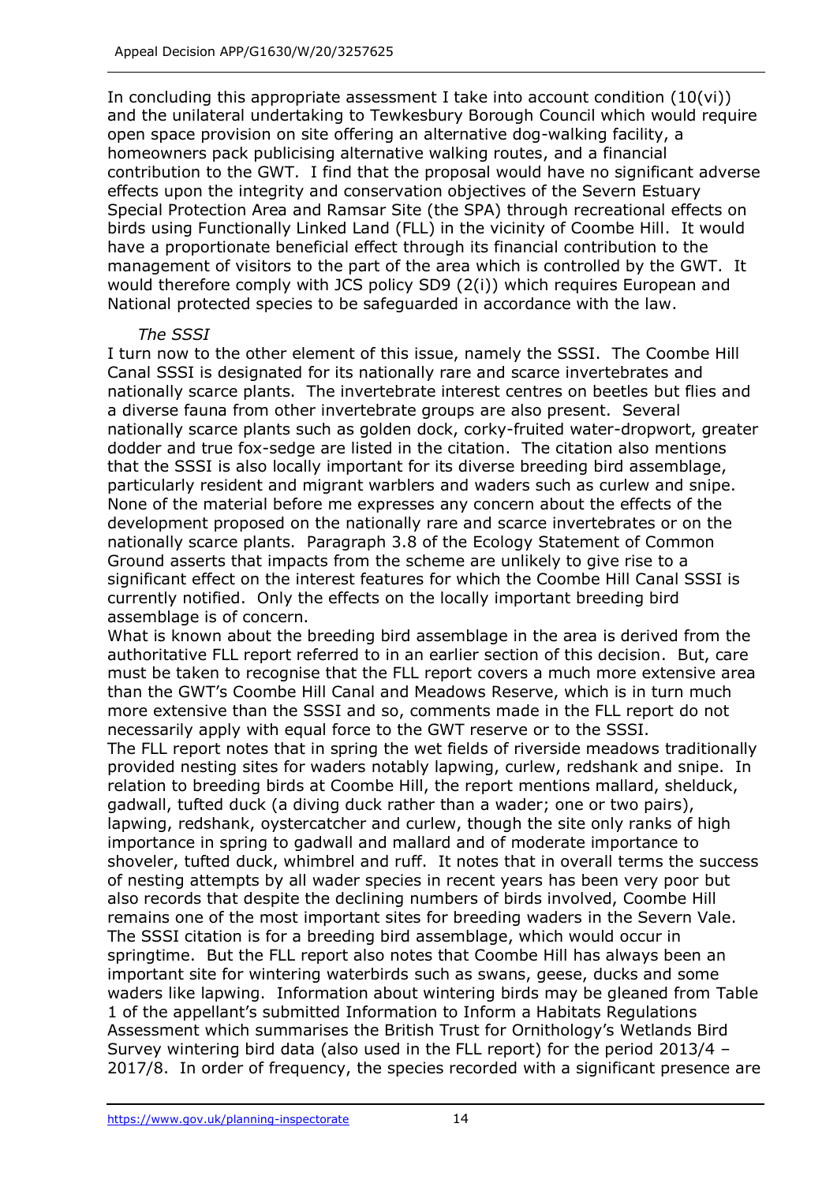In concluding this appropriate assessment I take into account condition (10(vi)) and the unilateral undertaking to Tewkesbury Borough Council which would require open space provision on site offering an alternative dog-walking facility, a homeowners pack publicising alternative walking routes, and a financial contribution to the GWT. I find that the proposal would have no significant adverse effects upon the integrity and conservation objectives of the Severn Estuary Special Protection Area and Ramsar Site (the SPA) through recreational effects on birds using Functionally Linked Land (FLL) in the vicinity of Coombe Hill. It would have a proportionate beneficial effect through its financial contribution to the management of visitors to the part of the area which is controlled by the GWT. It would therefore comply with JCS policy SD9 (2(i)) which requires European and National protected species to be safeguarded in accordance with the law.

*The SSSI*

I turn now to the other element of this issue, namely the SSSI. The Coombe Hill Canal SSSI is designated for its nationally rare and scarce invertebrates and nationally scarce plants. The invertebrate interest centres on beetles but flies and a diverse fauna from other invertebrate groups are also present. Several nationally scarce plants such as golden dock, corky-fruited water-dropwort, greater dodder and true fox-sedge are listed in the citation. The citation also mentions that the SSSI is also locally important for its diverse breeding bird assemblage, particularly resident and migrant warblers and waders such as curlew and snipe. None of the material before me expresses any concern about the effects of the development proposed on the nationally rare and scarce invertebrates or on the nationally scarce plants. Paragraph 3.8 of the Ecology Statement of Common Ground asserts that impacts from the scheme are unlikely to give rise to a significant effect on the interest features for which the Coombe Hill Canal SSSI is currently notified. Only the effects on the locally important breeding bird assemblage is of concern.

What is known about the breeding bird assemblage in the area is derived from the authoritative FLL report referred to in an earlier section of this decision. But, care must be taken to recognise that the FLL report covers a much more extensive area than the GWT's Coombe Hill Canal and Meadows Reserve, which is in turn much more extensive than the SSSI and so, comments made in the FLL report do not necessarily apply with equal force to the GWT reserve or to the SSSI.

The FLL report notes that in spring the wet fields of riverside meadows traditionally provided nesting sites for waders notably lapwing, curlew, redshank and snipe. In relation to breeding birds at Coombe Hill, the report mentions mallard, shelduck, gadwall, tufted duck (a diving duck rather than a wader; one or two pairs), lapwing, redshank, oystercatcher and curlew, though the site only ranks of high importance in spring to gadwall and mallard and of moderate importance to shoveler, tufted duck, whimbrel and ruff. It notes that in overall terms the success of nesting attempts by all wader species in recent years has been very poor but also records that despite the declining numbers of birds involved, Coombe Hill remains one of the most important sites for breeding waders in the Severn Vale. The SSSI citation is for a breeding bird assemblage, which would occur in springtime. But the FLL report also notes that Coombe Hill has always been an important site for wintering waterbirds such as swans, geese, ducks and some waders like lapwing. Information about wintering birds may be gleaned from Table 1 of the appellant's submitted Information to Inform a Habitats Regulations Assessment which summarises the British Trust for Ornithology's Wetlands Bird Survey wintering bird data (also used in the FLL report) for the period 2013/4 – 2017/8. In order of frequency, the species recorded with a significant presence are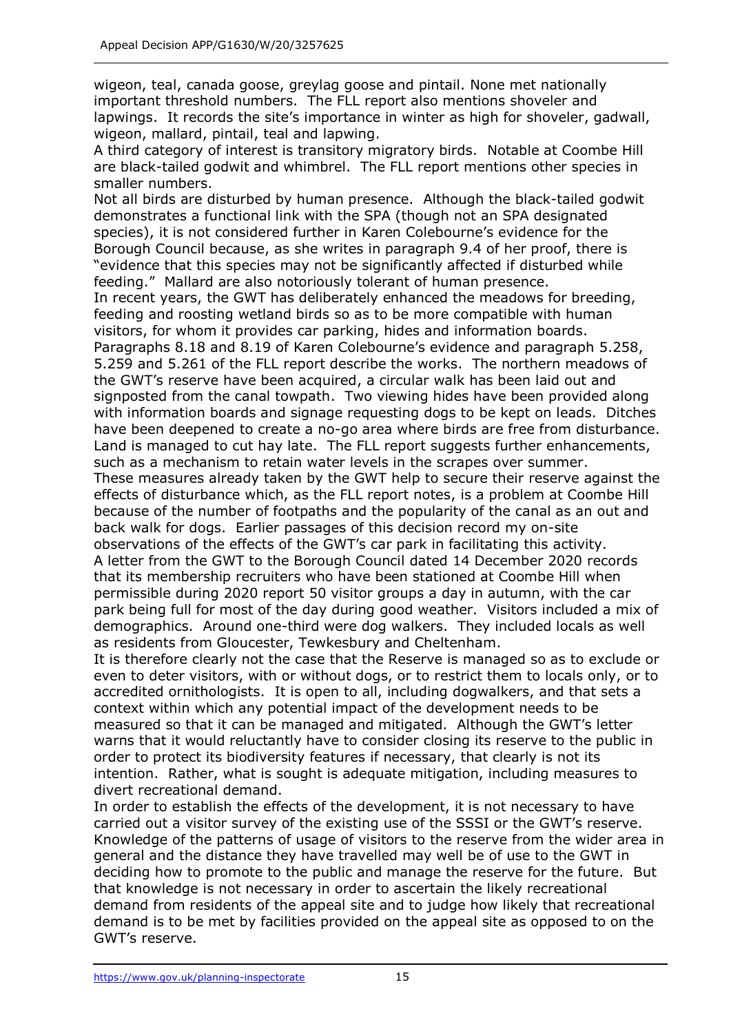wigeon, teal, canada goose, greylag goose and pintail. None met nationally important threshold numbers. The FLL report also mentions shoveler and lapwings. It records the site's importance in winter as high for shoveler, gadwall, wigeon, mallard, pintail, teal and lapwing.

A third category of interest is transitory migratory birds. Notable at Coombe Hill are black-tailed godwit and whimbrel. The FLL report mentions other species in smaller numbers.

Not all birds are disturbed by human presence. Although the black-tailed godwit demonstrates a functional link with the SPA (though not an SPA designated species), it is not considered further in Karen Colebourne's evidence for the Borough Council because, as she writes in paragraph 9.4 of her proof, there is "evidence that this species may not be significantly affected if disturbed while feeding." Mallard are also notoriously tolerant of human presence.

In recent years, the GWT has deliberately enhanced the meadows for breeding, feeding and roosting wetland birds so as to be more compatible with human visitors, for whom it provides car parking, hides and information boards. Paragraphs 8.18 and 8.19 of Karen Colebourne's evidence and paragraph 5.258, 5.259 and 5.261 of the FLL report describe the works. The northern meadows of the GWT's reserve have been acquired, a circular walk has been laid out and signposted from the canal towpath. Two viewing hides have been provided along with information boards and signage requesting dogs to be kept on leads. Ditches have been deepened to create a no-go area where birds are free from disturbance. Land is managed to cut hay late. The FLL report suggests further enhancements, such as a mechanism to retain water levels in the scrapes over summer.

These measures already taken by the GWT help to secure their reserve against the effects of disturbance which, as the FLL report notes, is a problem at Coombe Hill because of the number of footpaths and the popularity of the canal as an out and back walk for dogs. Earlier passages of this decision record my on-site observations of the effects of the GWT's car park in facilitating this activity.

A letter from the GWT to the Borough Council dated 14 December 2020 records that its membership recruiters who have been stationed at Coombe Hill when permissible during 2020 report 50 visitor groups a day in autumn, with the car park being full for most of the day during good weather. Visitors included a mix of demographics. Around one-third were dog walkers. They included locals as well as residents from Gloucester, Tewkesbury and Cheltenham.

It is therefore clearly not the case that the Reserve is managed so as to exclude or even to deter visitors, with or without dogs, or to restrict them to locals only, or to accredited ornithologists. It is open to all, including dogwalkers, and that sets a context within which any potential impact of the development needs to be measured so that it can be managed and mitigated. Although the GWT's letter warns that it would reluctantly have to consider closing its reserve to the public in order to protect its biodiversity features if necessary, that clearly is not its intention. Rather, what is sought is adequate mitigation, including measures to divert recreational demand.

In order to establish the effects of the development, it is not necessary to have carried out a visitor survey of the existing use of the SSSI or the GWT's reserve. Knowledge of the patterns of usage of visitors to the reserve from the wider area in general and the distance they have travelled may well be of use to the GWT in deciding how to promote to the public and manage the reserve for the future. But that knowledge is not necessary in order to ascertain the likely recreational demand from residents of the appeal site and to judge how likely that recreational demand is to be met by facilities provided on the appeal site as opposed to on the GWT's reserve.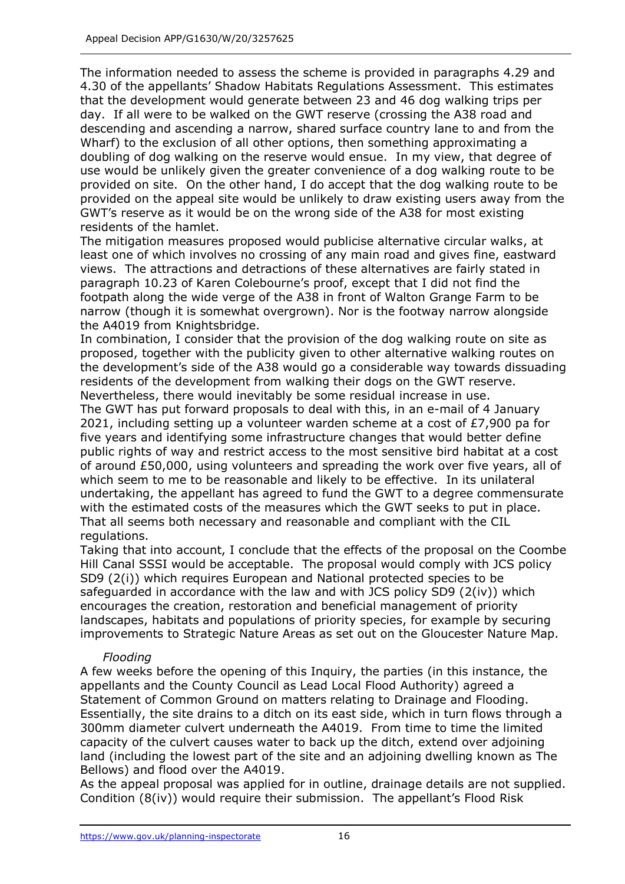The information needed to assess the scheme is provided in paragraphs 4.29 and 4.30 of the appellants' Shadow Habitats Regulations Assessment. This estimates that the development would generate between 23 and 46 dog walking trips per day. If all were to be walked on the GWT reserve (crossing the A38 road and descending and ascending a narrow, shared surface country lane to and from the Wharf) to the exclusion of all other options, then something approximating a doubling of dog walking on the reserve would ensue. In my view, that degree of use would be unlikely given the greater convenience of a dog walking route to be provided on site. On the other hand, I do accept that the dog walking route to be provided on the appeal site would be unlikely to draw existing users away from the GWT's reserve as it would be on the wrong side of the A38 for most existing residents of the hamlet.

The mitigation measures proposed would publicise alternative circular walks, at least one of which involves no crossing of any main road and gives fine, eastward views. The attractions and detractions of these alternatives are fairly stated in paragraph 10.23 of Karen Colebourne's proof, except that I did not find the footpath along the wide verge of the A38 in front of Walton Grange Farm to be narrow (though it is somewhat overgrown). Nor is the footway narrow alongside the A4019 from Knightsbridge.

In combination, I consider that the provision of the dog walking route on site as proposed, together with the publicity given to other alternative walking routes on the development's side of the A38 would go a considerable way towards dissuading residents of the development from walking their dogs on the GWT reserve. Nevertheless, there would inevitably be some residual increase in use.

The GWT has put forward proposals to deal with this, in an e-mail of 4 January 2021, including setting up a volunteer warden scheme at a cost of £7,900 pa for five years and identifying some infrastructure changes that would better define public rights of way and restrict access to the most sensitive bird habitat at a cost of around £50,000, using volunteers and spreading the work over five years, all of which seem to me to be reasonable and likely to be effective. In its unilateral undertaking, the appellant has agreed to fund the GWT to a degree commensurate with the estimated costs of the measures which the GWT seeks to put in place. That all seems both necessary and reasonable and compliant with the CIL regulations.

Taking that into account, I conclude that the effects of the proposal on the Coombe Hill Canal SSSI would be acceptable. The proposal would comply with JCS policy SD9 (2(i)) which requires European and National protected species to be safeguarded in accordance with the law and with JCS policy SD9 (2(iv)) which encourages the creation, restoration and beneficial management of priority landscapes, habitats and populations of priority species, for example by securing improvements to Strategic Nature Areas as set out on the Gloucester Nature Map.

*Flooding*

A few weeks before the opening of this Inquiry, the parties (in this instance, the appellants and the County Council as Lead Local Flood Authority) agreed a Statement of Common Ground on matters relating to Drainage and Flooding. Essentially, the site drains to a ditch on its east side, which in turn flows through a 300mm diameter culvert underneath the A4019. From time to time the limited capacity of the culvert causes water to back up the ditch, extend over adjoining land (including the lowest part of the site and an adjoining dwelling known as The Bellows) and flood over the A4019.

As the appeal proposal was applied for in outline, drainage details are not supplied. Condition (8(iv)) would require their submission. The appellant's Flood Risk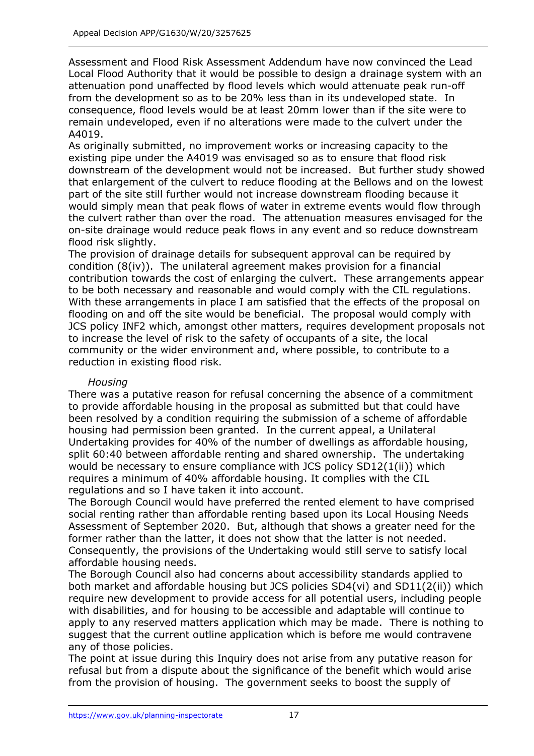Assessment and Flood Risk Assessment Addendum have now convinced the Lead Local Flood Authority that it would be possible to design a drainage system with an attenuation pond unaffected by flood levels which would attenuate peak run-off from the development so as to be 20% less than in its undeveloped state. In consequence, flood levels would be at least 20mm lower than if the site were to remain undeveloped, even if no alterations were made to the culvert under the A4019.

As originally submitted, no improvement works or increasing capacity to the existing pipe under the A4019 was envisaged so as to ensure that flood risk downstream of the development would not be increased. But further study showed that enlargement of the culvert to reduce flooding at the Bellows and on the lowest part of the site still further would not increase downstream flooding because it would simply mean that peak flows of water in extreme events would flow through the culvert rather than over the road. The attenuation measures envisaged for the on-site drainage would reduce peak flows in any event and so reduce downstream flood risk slightly.

The provision of drainage details for subsequent approval can be required by condition (8(iv)). The unilateral agreement makes provision for a financial contribution towards the cost of enlarging the culvert. These arrangements appear to be both necessary and reasonable and would comply with the CIL regulations. With these arrangements in place I am satisfied that the effects of the proposal on flooding on and off the site would be beneficial. The proposal would comply with JCS policy INF2 which, amongst other matters, requires development proposals not to increase the level of risk to the safety of occupants of a site, the local community or the wider environment and, where possible, to contribute to a reduction in existing flood risk.

*Housing*

There was a putative reason for refusal concerning the absence of a commitment to provide affordable housing in the proposal as submitted but that could have been resolved by a condition requiring the submission of a scheme of affordable housing had permission been granted. In the current appeal, a Unilateral Undertaking provides for 40% of the number of dwellings as affordable housing, split 60:40 between affordable renting and shared ownership. The undertaking would be necessary to ensure compliance with JCS policy SD12(1(ii)) which requires a minimum of 40% affordable housing. It complies with the CIL regulations and so I have taken it into account.

The Borough Council would have preferred the rented element to have comprised social renting rather than affordable renting based upon its Local Housing Needs Assessment of September 2020. But, although that shows a greater need for the former rather than the latter, it does not show that the latter is not needed. Consequently, the provisions of the Undertaking would still serve to satisfy local affordable housing needs.

The Borough Council also had concerns about accessibility standards applied to both market and affordable housing but JCS policies SD4(vi) and SD11(2(ii)) which require new development to provide access for all potential users, including people with disabilities, and for housing to be accessible and adaptable will continue to apply to any reserved matters application which may be made. There is nothing to suggest that the current outline application which is before me would contravene any of those policies.

The point at issue during this Inquiry does not arise from any putative reason for refusal but from a dispute about the significance of the benefit which would arise from the provision of housing. The government seeks to boost the supply of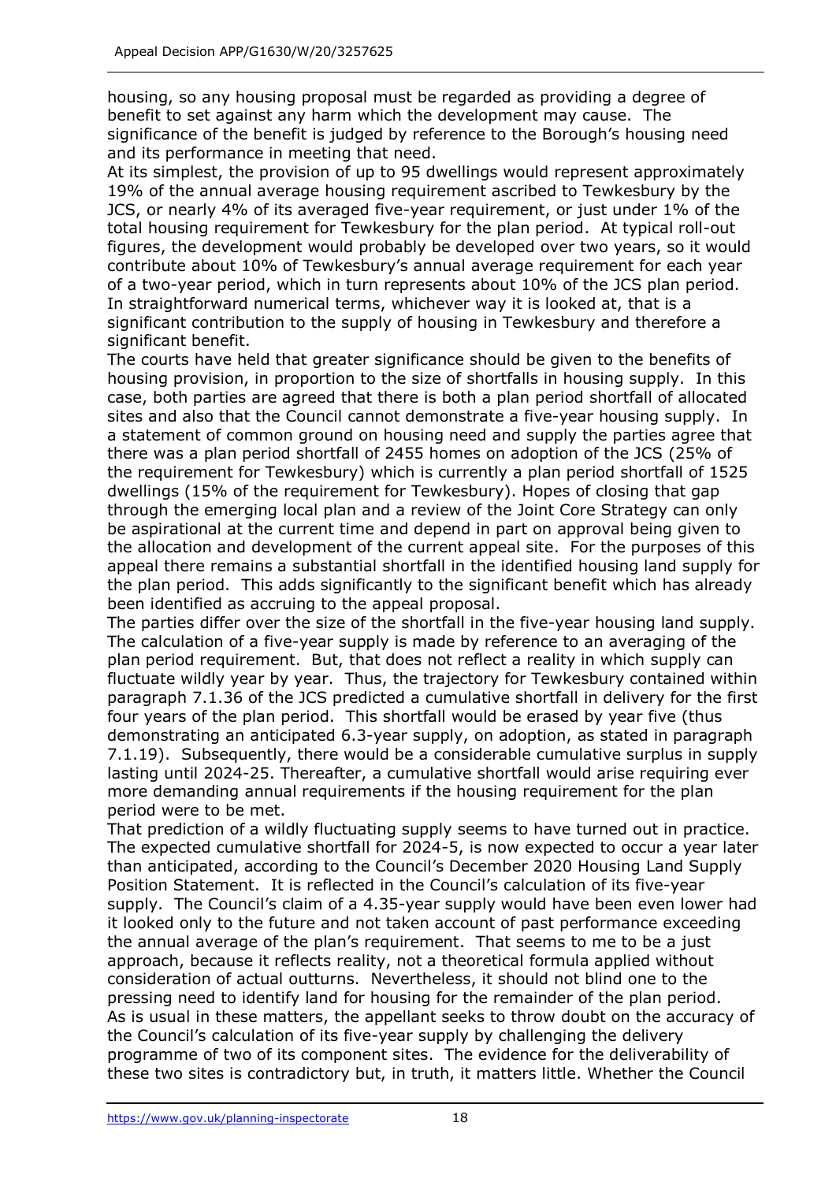housing, so any housing proposal must be regarded as providing a degree of benefit to set against any harm which the development may cause. The significance of the benefit is judged by reference to the Borough's housing need and its performance in meeting that need.

At its simplest, the provision of up to 95 dwellings would represent approximately 19% of the annual average housing requirement ascribed to Tewkesbury by the JCS, or nearly 4% of its averaged five-year requirement, or just under 1% of the total housing requirement for Tewkesbury for the plan period. At typical roll-out figures, the development would probably be developed over two years, so it would contribute about 10% of Tewkesbury's annual average requirement for each year of a two-year period, which in turn represents about 10% of the JCS plan period. In straightforward numerical terms, whichever way it is looked at, that is a significant contribution to the supply of housing in Tewkesbury and therefore a significant benefit.

The courts have held that greater significance should be given to the benefits of housing provision, in proportion to the size of shortfalls in housing supply. In this case, both parties are agreed that there is both a plan period shortfall of allocated sites and also that the Council cannot demonstrate a five-year housing supply. In a statement of common ground on housing need and supply the parties agree that there was a plan period shortfall of 2455 homes on adoption of the JCS (25% of the requirement for Tewkesbury) which is currently a plan period shortfall of 1525 dwellings (15% of the requirement for Tewkesbury). Hopes of closing that gap through the emerging local plan and a review of the Joint Core Strategy can only be aspirational at the current time and depend in part on approval being given to the allocation and development of the current appeal site. For the purposes of this appeal there remains a substantial shortfall in the identified housing land supply for the plan period. This adds significantly to the significant benefit which has already been identified as accruing to the appeal proposal.

The parties differ over the size of the shortfall in the five-year housing land supply. The calculation of a five-year supply is made by reference to an averaging of the plan period requirement. But, that does not reflect a reality in which supply can fluctuate wildly year by year. Thus, the trajectory for Tewkesbury contained within paragraph 7.1.36 of the JCS predicted a cumulative shortfall in delivery for the first four years of the plan period. This shortfall would be erased by year five (thus demonstrating an anticipated 6.3-year supply, on adoption, as stated in paragraph 7.1.19). Subsequently, there would be a considerable cumulative surplus in supply lasting until 2024-25. Thereafter, a cumulative shortfall would arise requiring ever more demanding annual requirements if the housing requirement for the plan period were to be met.

That prediction of a wildly fluctuating supply seems to have turned out in practice. The expected cumulative shortfall for 2024-5, is now expected to occur a year later than anticipated, according to the Council's December 2020 Housing Land Supply Position Statement. It is reflected in the Council's calculation of its five-year supply. The Council's claim of a 4.35-year supply would have been even lower had it looked only to the future and not taken account of past performance exceeding the annual average of the plan's requirement. That seems to me to be a just approach, because it reflects reality, not a theoretical formula applied without consideration of actual outturns. Nevertheless, it should not blind one to the pressing need to identify land for housing for the remainder of the plan period.

As is usual in these matters, the appellant seeks to throw doubt on the accuracy of the Council's calculation of its five-year supply by challenging the delivery programme of two of its component sites. The evidence for the deliverability of these two sites is contradictory but, in truth, it matters little. Whether the Council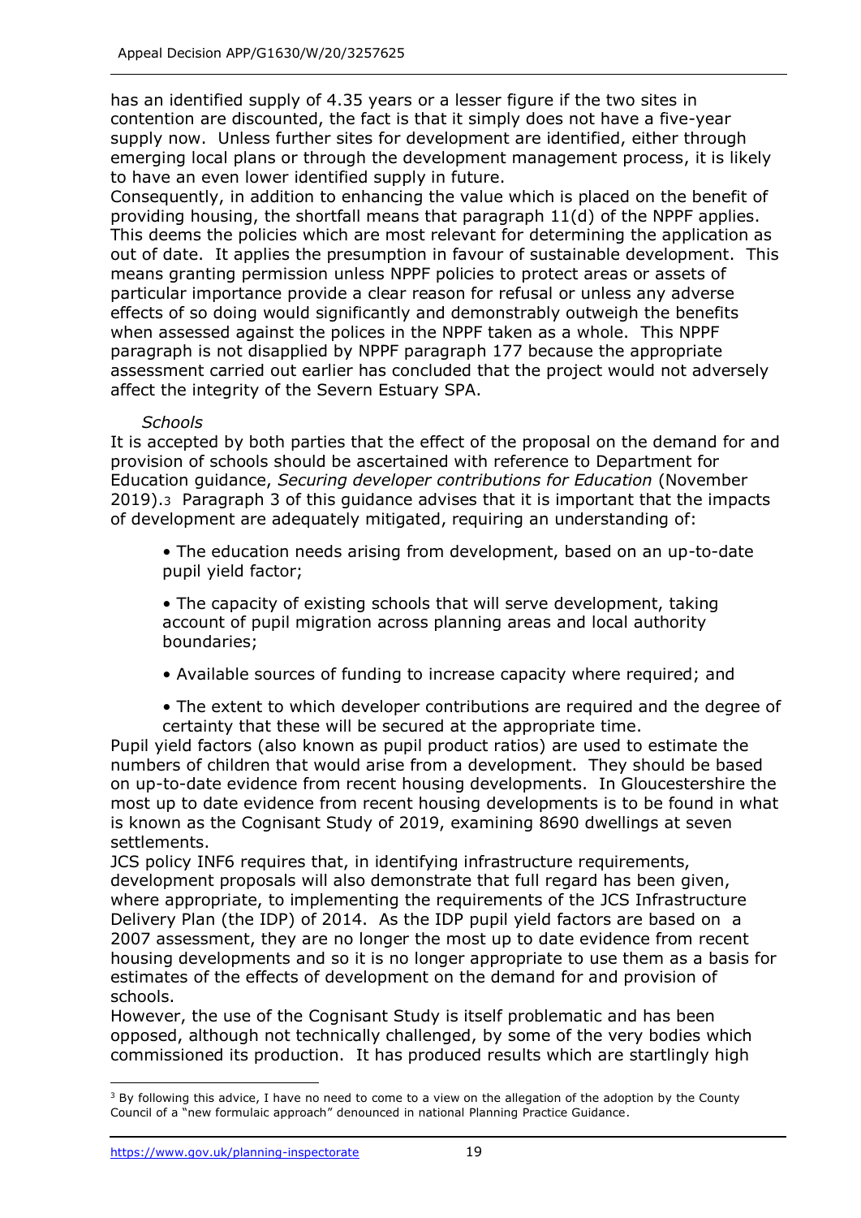has an identified supply of 4.35 years or a lesser figure if the two sites in contention are discounted, the fact is that it simply does not have a five-year supply now. Unless further sites for development are identified, either through emerging local plans or through the development management process, it is likely to have an even lower identified supply in future.

Consequently, in addition to enhancing the value which is placed on the benefit of providing housing, the shortfall means that paragraph 11(d) of the NPPF applies. This deems the policies which are most relevant for determining the application as out of date. It applies the presumption in favour of sustainable development. This means granting permission unless NPPF policies to protect areas or assets of particular importance provide a clear reason for refusal or unless any adverse effects of so doing would significantly and demonstrably outweigh the benefits when assessed against the polices in the NPPF taken as a whole. This NPPF paragraph is not disapplied by NPPF paragraph 177 because the appropriate assessment carried out earlier has concluded that the project would not adversely affect the integrity of the Severn Estuary SPA.

*Schools*

It is accepted by both parties that the effect of the proposal on the demand for and provision of schools should be ascertained with reference to Department for Education guidance, *Securing developer contributions for Education* (November 2019).[3] Paragraph 3 of this guidance advises that it is important that the impacts of development are adequately mitigated, requiring an understanding of:

- The education needs arising from development, based on an up-to-date pupil yield factor;
- The capacity of existing schools that will serve development, taking account of pupil migration across planning areas and local authority boundaries;
- Available sources of funding to increase capacity where required; and
- The extent to which developer contributions are required and the degree of certainty that these will be secured at the appropriate time.

Pupil yield factors (also known as pupil product ratios) are used to estimate the numbers of children that would arise from a development. They should be based on up-to-date evidence from recent housing developments. In Gloucestershire the most up to date evidence from recent housing developments is to be found in what is known as the Cognisant Study of 2019, examining 8690 dwellings at seven settlements.

JCS policy INF6 requires that, in identifying infrastructure requirements, development proposals will also demonstrate that full regard has been given, where appropriate, to implementing the requirements of the JCS Infrastructure Delivery Plan (the IDP) of 2014. As the IDP pupil yield factors are based on a 2007 assessment, they are no longer the most up to date evidence from recent housing developments and so it is no longer appropriate to use them as a basis for estimates of the effects of development on the demand for and provision of schools.

However, the use of the Cognisant Study is itself problematic and has been opposed, although not technically challenged, by some of the very bodies which commissioned its production. It has produced results which are startlingly high

[3] By following this advice, I have no need to come to a view on the allegation of the adoption by the County Council of a "new formulaic approach" denounced in national Planning Practice Guidance.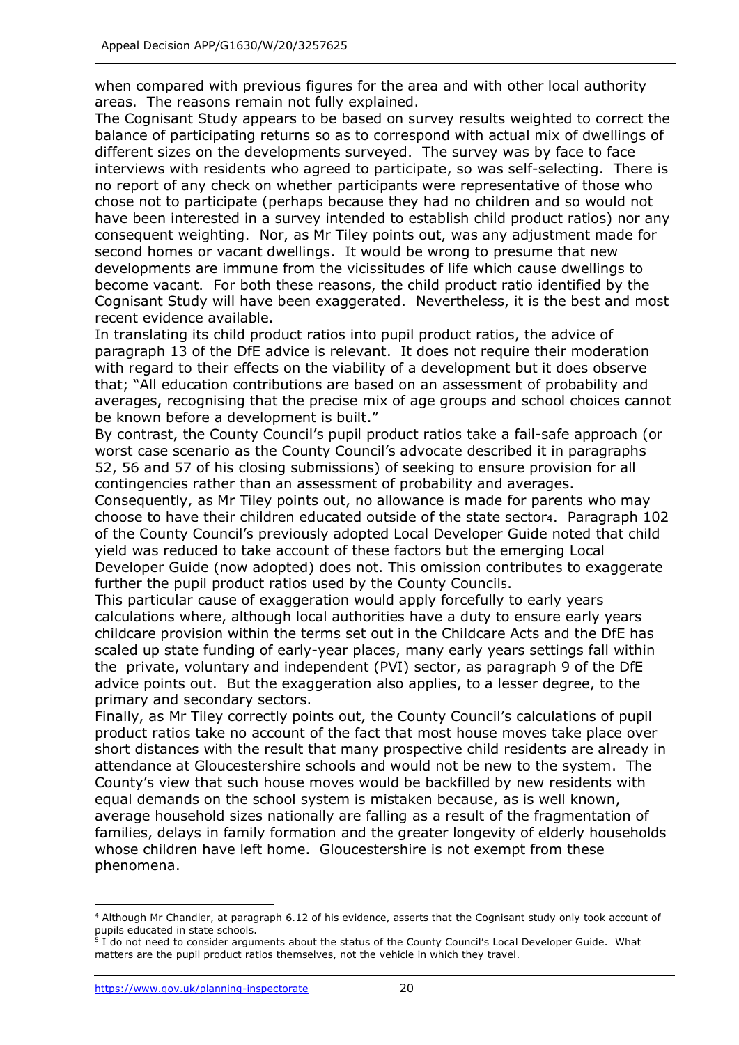when compared with previous figures for the area and with other local authority areas. The reasons remain not fully explained.

The Cognisant Study appears to be based on survey results weighted to correct the balance of participating returns so as to correspond with actual mix of dwellings of different sizes on the developments surveyed. The survey was by face to face interviews with residents who agreed to participate, so was self-selecting. There is no report of any check on whether participants were representative of those who chose not to participate (perhaps because they had no children and so would not have been interested in a survey intended to establish child product ratios) nor any consequent weighting. Nor, as Mr Tiley points out, was any adjustment made for second homes or vacant dwellings. It would be wrong to presume that new developments are immune from the vicissitudes of life which cause dwellings to become vacant. For both these reasons, the child product ratio identified by the Cognisant Study will have been exaggerated. Nevertheless, it is the best and most recent evidence available.

In translating its child product ratios into pupil product ratios, the advice of paragraph 13 of the DfE advice is relevant. It does not require their moderation with regard to their effects on the viability of a development but it does observe that; "All education contributions are based on an assessment of probability and averages, recognising that the precise mix of age groups and school choices cannot be known before a development is built."

By contrast, the County Council's pupil product ratios take a fail-safe approach (or worst case scenario as the County Council's advocate described it in paragraphs 52, 56 and 57 of his closing submissions) of seeking to ensure provision for all contingencies rather than an assessment of probability and averages.

Consequently, as Mr Tiley points out, no allowance is made for parents who may choose to have their children educated outside of the state sector[4]. Paragraph 102 of the County Council's previously adopted Local Developer Guide noted that child yield was reduced to take account of these factors but the emerging Local Developer Guide (now adopted) does not. This omission contributes to exaggerate further the pupil product ratios used by the County Council[5].

This particular cause of exaggeration would apply forcefully to early years calculations where, although local authorities have a duty to ensure early years childcare provision within the terms set out in the Childcare Acts and the DfE has scaled up state funding of early-year places, many early years settings fall within the private, voluntary and independent (PVI) sector, as paragraph 9 of the DfE advice points out. But the exaggeration also applies, to a lesser degree, to the primary and secondary sectors.

Finally, as Mr Tiley correctly points out, the County Council's calculations of pupil product ratios take no account of the fact that most house moves take place over short distances with the result that many prospective child residents are already in attendance at Gloucestershire schools and would not be new to the system. The County's view that such house moves would be backfilled by new residents with equal demands on the school system is mistaken because, as is well known, average household sizes nationally are falling as a result of the fragmentation of families, delays in family formation and the greater longevity of elderly households whose children have left home. Gloucestershire is not exempt from these phenomena.

---

[4] Although Mr Chandler, at paragraph 6.12 of his evidence, asserts that the Cognisant study only took account of pupils educated in state schools.

[5] I do not need to consider arguments about the status of the County Council's Local Developer Guide. What matters are the pupil product ratios themselves, not the vehicle in which they travel.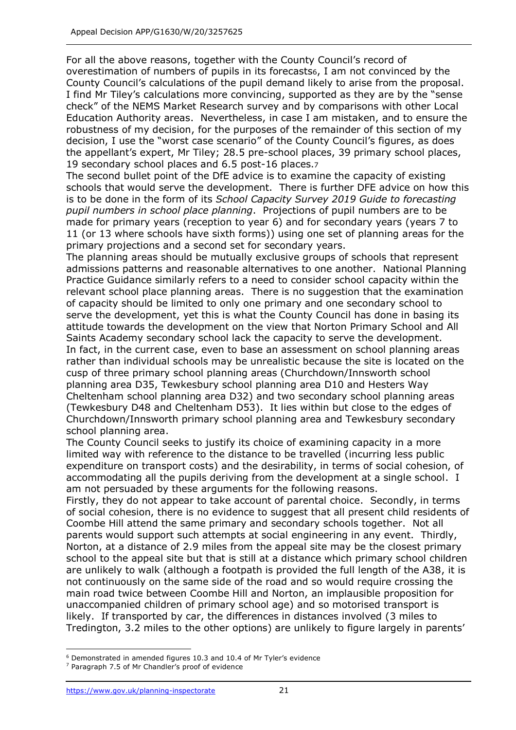For all the above reasons, together with the County Council's record of overestimation of numbers of pupils in its forecasts[6], I am not convinced by the County Council's calculations of the pupil demand likely to arise from the proposal. I find Mr Tiley's calculations more convincing, supported as they are by the "sense check" of the NEMS Market Research survey and by comparisons with other Local Education Authority areas. Nevertheless, in case I am mistaken, and to ensure the robustness of my decision, for the purposes of the remainder of this section of my decision, I use the "worst case scenario" of the County Council's figures, as does the appellant's expert, Mr Tiley; 28.5 pre-school places, 39 primary school places, 19 secondary school places and 6.5 post-16 places.[7]

The second bullet point of the DfE advice is to examine the capacity of existing schools that would serve the development. There is further DFE advice on how this is to be done in the form of its *School Capacity Survey 2019 Guide to forecasting pupil numbers in school place planning*. Projections of pupil numbers are to be made for primary years (reception to year 6) and for secondary years (years 7 to 11 (or 13 where schools have sixth forms)) using one set of planning areas for the primary projections and a second set for secondary years.

The planning areas should be mutually exclusive groups of schools that represent admissions patterns and reasonable alternatives to one another. National Planning Practice Guidance similarly refers to a need to consider school capacity within the relevant school place planning areas. There is no suggestion that the examination of capacity should be limited to only one primary and one secondary school to serve the development, yet this is what the County Council has done in basing its attitude towards the development on the view that Norton Primary School and All Saints Academy secondary school lack the capacity to serve the development.

In fact, in the current case, even to base an assessment on school planning areas rather than individual schools may be unrealistic because the site is located on the cusp of three primary school planning areas (Churchdown/Innsworth school planning area D35, Tewkesbury school planning area D10 and Hesters Way Cheltenham school planning area D32) and two secondary school planning areas (Tewkesbury D48 and Cheltenham D53). It lies within but close to the edges of Churchdown/Innsworth primary school planning area and Tewkesbury secondary school planning area.

The County Council seeks to justify its choice of examining capacity in a more limited way with reference to the distance to be travelled (incurring less public expenditure on transport costs) and the desirability, in terms of social cohesion, of accommodating all the pupils deriving from the development at a single school. I am not persuaded by these arguments for the following reasons.

Firstly, they do not appear to take account of parental choice. Secondly, in terms of social cohesion, there is no evidence to suggest that all present child residents of Coombe Hill attend the same primary and secondary schools together. Not all parents would support such attempts at social engineering in any event. Thirdly, Norton, at a distance of 2.9 miles from the appeal site may be the closest primary school to the appeal site but that is still at a distance which primary school children are unlikely to walk (although a footpath is provided the full length of the A38, it is not continuously on the same side of the road and so would require crossing the main road twice between Coombe Hill and Norton, an implausible proposition for unaccompanied children of primary school age) and so motorised transport is likely. If transported by car, the differences in distances involved (3 miles to Tredington, 3.2 miles to the other options) are unlikely to figure largely in parents'

---

[6] Demonstrated in amended figures 10.3 and 10.4 of Mr Tyler's evidence

[7] Paragraph 7.5 of Mr Chandler's proof of evidence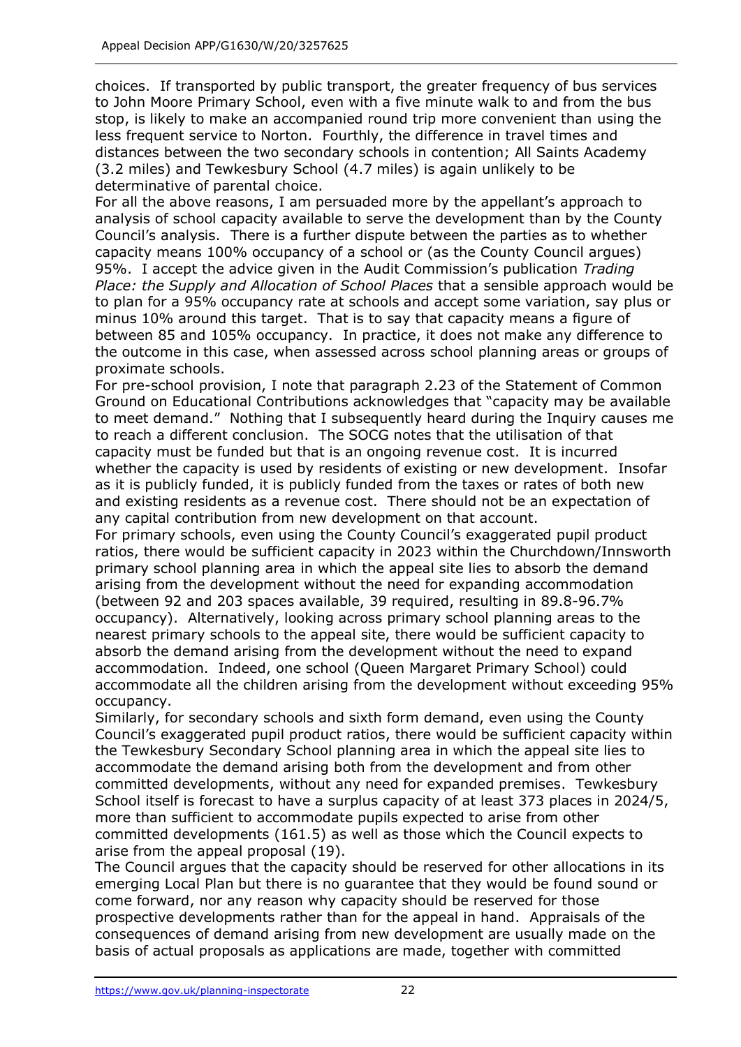choices. If transported by public transport, the greater frequency of bus services to John Moore Primary School, even with a five minute walk to and from the bus stop, is likely to make an accompanied round trip more convenient than using the less frequent service to Norton. Fourthly, the difference in travel times and distances between the two secondary schools in contention; All Saints Academy (3.2 miles) and Tewkesbury School (4.7 miles) is again unlikely to be determinative of parental choice.

For all the above reasons, I am persuaded more by the appellant's approach to analysis of school capacity available to serve the development than by the County Council's analysis. There is a further dispute between the parties as to whether capacity means 100% occupancy of a school or (as the County Council argues) 95%. I accept the advice given in the Audit Commission's publication *Trading Place: the Supply and Allocation of School Places* that a sensible approach would be to plan for a 95% occupancy rate at schools and accept some variation, say plus or minus 10% around this target. That is to say that capacity means a figure of between 85 and 105% occupancy. In practice, it does not make any difference to the outcome in this case, when assessed across school planning areas or groups of proximate schools.

For pre-school provision, I note that paragraph 2.23 of the Statement of Common Ground on Educational Contributions acknowledges that "capacity may be available to meet demand." Nothing that I subsequently heard during the Inquiry causes me to reach a different conclusion. The SOCG notes that the utilisation of that capacity must be funded but that is an ongoing revenue cost. It is incurred whether the capacity is used by residents of existing or new development. Insofar as it is publicly funded, it is publicly funded from the taxes or rates of both new and existing residents as a revenue cost. There should not be an expectation of any capital contribution from new development on that account.

For primary schools, even using the County Council's exaggerated pupil product ratios, there would be sufficient capacity in 2023 within the Churchdown/Innsworth primary school planning area in which the appeal site lies to absorb the demand arising from the development without the need for expanding accommodation (between 92 and 203 spaces available, 39 required, resulting in 89.8-96.7% occupancy). Alternatively, looking across primary school planning areas to the nearest primary schools to the appeal site, there would be sufficient capacity to absorb the demand arising from the development without the need to expand accommodation. Indeed, one school (Queen Margaret Primary School) could accommodate all the children arising from the development without exceeding 95% occupancy.

Similarly, for secondary schools and sixth form demand, even using the County Council's exaggerated pupil product ratios, there would be sufficient capacity within the Tewkesbury Secondary School planning area in which the appeal site lies to accommodate the demand arising both from the development and from other committed developments, without any need for expanded premises. Tewkesbury School itself is forecast to have a surplus capacity of at least 373 places in 2024/5, more than sufficient to accommodate pupils expected to arise from other committed developments (161.5) as well as those which the Council expects to arise from the appeal proposal (19).

The Council argues that the capacity should be reserved for other allocations in its emerging Local Plan but there is no guarantee that they would be found sound or come forward, nor any reason why capacity should be reserved for those prospective developments rather than for the appeal in hand. Appraisals of the consequences of demand arising from new development are usually made on the basis of actual proposals as applications are made, together with committed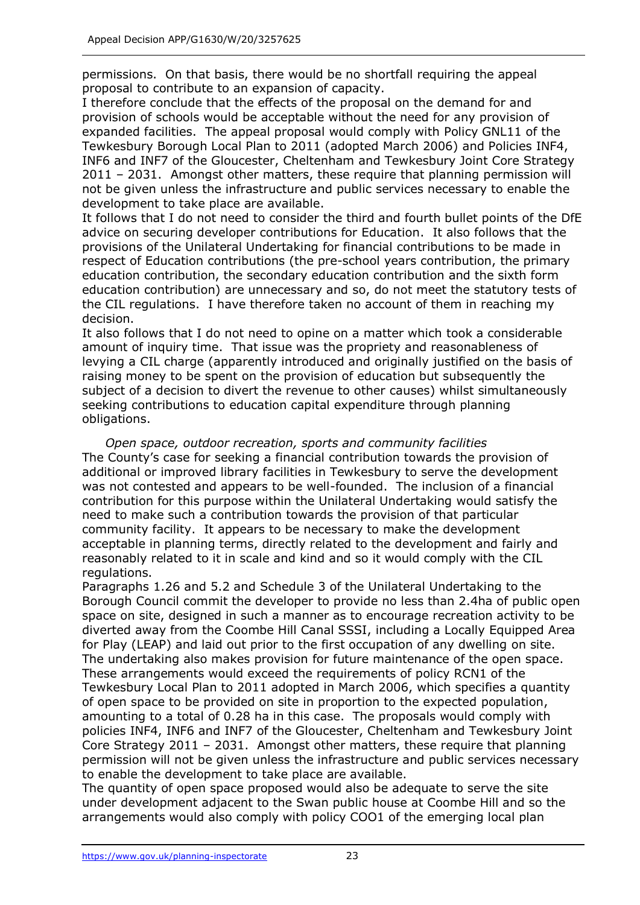permissions. On that basis, there would be no shortfall requiring the appeal proposal to contribute to an expansion of capacity.

I therefore conclude that the effects of the proposal on the demand for and provision of schools would be acceptable without the need for any provision of expanded facilities. The appeal proposal would comply with Policy GNL11 of the Tewkesbury Borough Local Plan to 2011 (adopted March 2006) and Policies INF4, INF6 and INF7 of the Gloucester, Cheltenham and Tewkesbury Joint Core Strategy 2011 – 2031. Amongst other matters, these require that planning permission will not be given unless the infrastructure and public services necessary to enable the development to take place are available.

It follows that I do not need to consider the third and fourth bullet points of the DfE advice on securing developer contributions for Education. It also follows that the provisions of the Unilateral Undertaking for financial contributions to be made in respect of Education contributions (the pre-school years contribution, the primary education contribution, the secondary education contribution and the sixth form education contribution) are unnecessary and so, do not meet the statutory tests of the CIL regulations. I have therefore taken no account of them in reaching my decision.

It also follows that I do not need to opine on a matter which took a considerable amount of inquiry time. That issue was the propriety and reasonableness of levying a CIL charge (apparently introduced and originally justified on the basis of raising money to be spent on the provision of education but subsequently the subject of a decision to divert the revenue to other causes) whilst simultaneously seeking contributions to education capital expenditure through planning obligations.

*Open space, outdoor recreation, sports and community facilities*

The County's case for seeking a financial contribution towards the provision of additional or improved library facilities in Tewkesbury to serve the development was not contested and appears to be well-founded. The inclusion of a financial contribution for this purpose within the Unilateral Undertaking would satisfy the need to make such a contribution towards the provision of that particular community facility. It appears to be necessary to make the development acceptable in planning terms, directly related to the development and fairly and reasonably related to it in scale and kind and so it would comply with the CIL regulations.

Paragraphs 1.26 and 5.2 and Schedule 3 of the Unilateral Undertaking to the Borough Council commit the developer to provide no less than 2.4ha of public open space on site, designed in such a manner as to encourage recreation activity to be diverted away from the Coombe Hill Canal SSSI, including a Locally Equipped Area for Play (LEAP) and laid out prior to the first occupation of any dwelling on site. The undertaking also makes provision for future maintenance of the open space. These arrangements would exceed the requirements of policy RCN1 of the Tewkesbury Local Plan to 2011 adopted in March 2006, which specifies a quantity of open space to be provided on site in proportion to the expected population, amounting to a total of 0.28 ha in this case. The proposals would comply with policies INF4, INF6 and INF7 of the Gloucester, Cheltenham and Tewkesbury Joint Core Strategy 2011 – 2031. Amongst other matters, these require that planning permission will not be given unless the infrastructure and public services necessary to enable the development to take place are available.

The quantity of open space proposed would also be adequate to serve the site under development adjacent to the Swan public house at Coombe Hill and so the arrangements would also comply with policy COO1 of the emerging local plan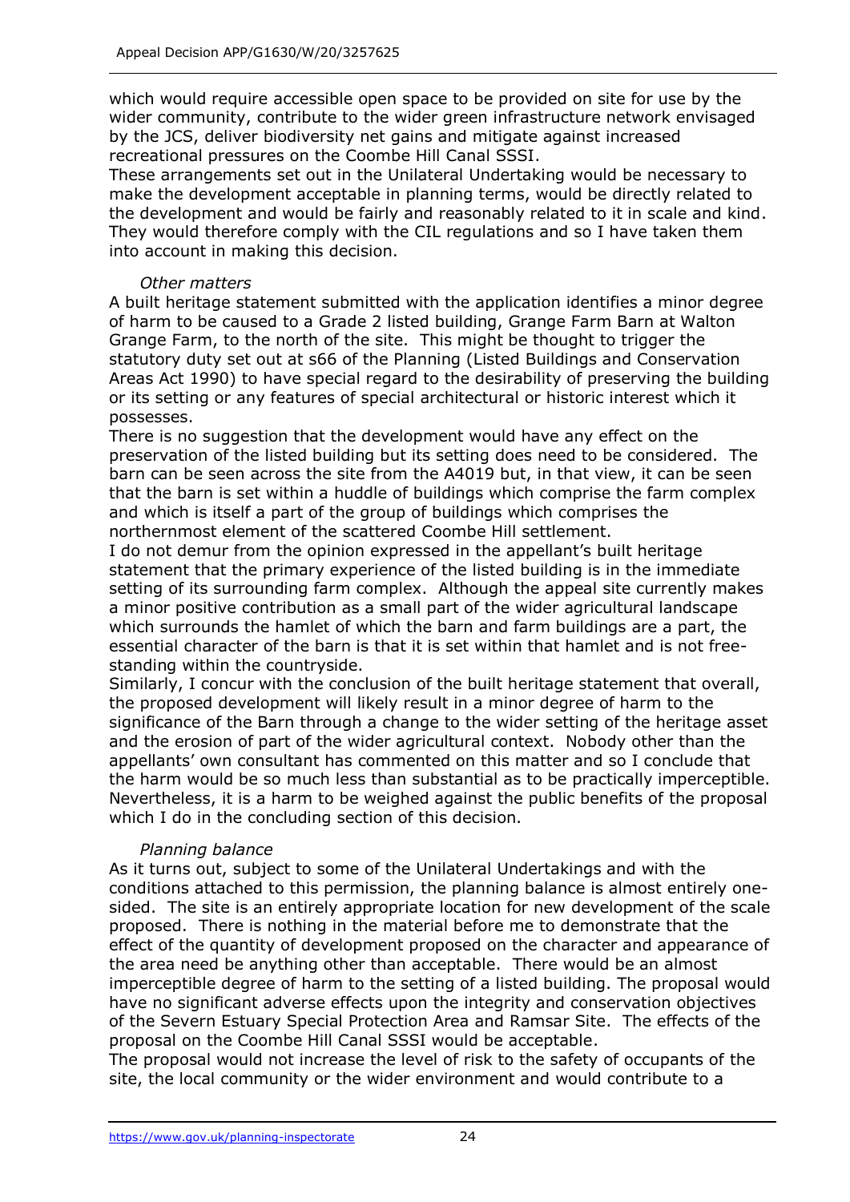which would require accessible open space to be provided on site for use by the wider community, contribute to the wider green infrastructure network envisaged by the JCS, deliver biodiversity net gains and mitigate against increased recreational pressures on the Coombe Hill Canal SSSI.

These arrangements set out in the Unilateral Undertaking would be necessary to make the development acceptable in planning terms, would be directly related to the development and would be fairly and reasonably related to it in scale and kind. They would therefore comply with the CIL regulations and so I have taken them into account in making this decision.

*Other matters*

A built heritage statement submitted with the application identifies a minor degree of harm to be caused to a Grade 2 listed building, Grange Farm Barn at Walton Grange Farm, to the north of the site. This might be thought to trigger the statutory duty set out at s66 of the Planning (Listed Buildings and Conservation Areas Act 1990) to have special regard to the desirability of preserving the building or its setting or any features of special architectural or historic interest which it possesses.

There is no suggestion that the development would have any effect on the preservation of the listed building but its setting does need to be considered. The barn can be seen across the site from the A4019 but, in that view, it can be seen that the barn is set within a huddle of buildings which comprise the farm complex and which is itself a part of the group of buildings which comprises the northernmost element of the scattered Coombe Hill settlement.

I do not demur from the opinion expressed in the appellant's built heritage statement that the primary experience of the listed building is in the immediate setting of its surrounding farm complex. Although the appeal site currently makes a minor positive contribution as a small part of the wider agricultural landscape which surrounds the hamlet of which the barn and farm buildings are a part, the essential character of the barn is that it is set within that hamlet and is not free-standing within the countryside.

Similarly, I concur with the conclusion of the built heritage statement that overall, the proposed development will likely result in a minor degree of harm to the significance of the Barn through a change to the wider setting of the heritage asset and the erosion of part of the wider agricultural context. Nobody other than the appellants' own consultant has commented on this matter and so I conclude that the harm would be so much less than substantial as to be practically imperceptible. Nevertheless, it is a harm to be weighed against the public benefits of the proposal which I do in the concluding section of this decision.

*Planning balance*

As it turns out, subject to some of the Unilateral Undertakings and with the conditions attached to this permission, the planning balance is almost entirely one-sided. The site is an entirely appropriate location for new development of the scale proposed. There is nothing in the material before me to demonstrate that the effect of the quantity of development proposed on the character and appearance of the area need be anything other than acceptable. There would be an almost imperceptible degree of harm to the setting of a listed building. The proposal would have no significant adverse effects upon the integrity and conservation objectives of the Severn Estuary Special Protection Area and Ramsar Site. The effects of the proposal on the Coombe Hill Canal SSSI would be acceptable.

The proposal would not increase the level of risk to the safety of occupants of the site, the local community or the wider environment and would contribute to a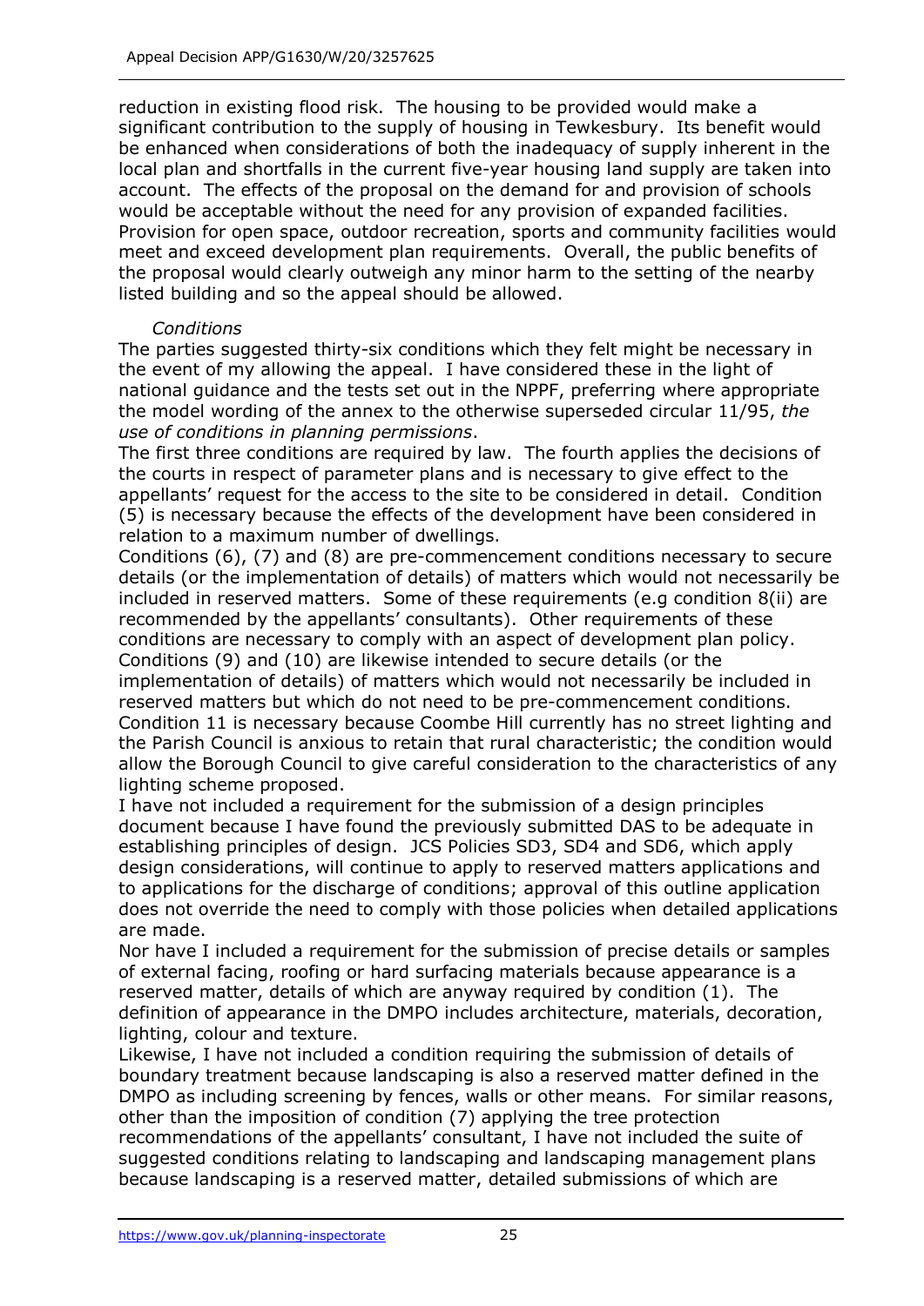reduction in existing flood risk. The housing to be provided would make a significant contribution to the supply of housing in Tewkesbury. Its benefit would be enhanced when considerations of both the inadequacy of supply inherent in the local plan and shortfalls in the current five-year housing land supply are taken into account. The effects of the proposal on the demand for and provision of schools would be acceptable without the need for any provision of expanded facilities. Provision for open space, outdoor recreation, sports and community facilities would meet and exceed development plan requirements. Overall, the public benefits of the proposal would clearly outweigh any minor harm to the setting of the nearby listed building and so the appeal should be allowed.

*Conditions*

The parties suggested thirty-six conditions which they felt might be necessary in the event of my allowing the appeal. I have considered these in the light of national guidance and the tests set out in the NPPF, preferring where appropriate the model wording of the annex to the otherwise superseded circular 11/95, *the use of conditions in planning permissions*.

The first three conditions are required by law. The fourth applies the decisions of the courts in respect of parameter plans and is necessary to give effect to the appellants' request for the access to the site to be considered in detail. Condition (5) is necessary because the effects of the development have been considered in relation to a maximum number of dwellings.

Conditions (6), (7) and (8) are pre-commencement conditions necessary to secure details (or the implementation of details) of matters which would not necessarily be included in reserved matters. Some of these requirements (e.g condition 8(ii) are recommended by the appellants' consultants). Other requirements of these conditions are necessary to comply with an aspect of development plan policy.

Conditions (9) and (10) are likewise intended to secure details (or the implementation of details) of matters which would not necessarily be included in reserved matters but which do not need to be pre-commencement conditions.

Condition 11 is necessary because Coombe Hill currently has no street lighting and the Parish Council is anxious to retain that rural characteristic; the condition would allow the Borough Council to give careful consideration to the characteristics of any lighting scheme proposed.

I have not included a requirement for the submission of a design principles document because I have found the previously submitted DAS to be adequate in establishing principles of design. JCS Policies SD3, SD4 and SD6, which apply design considerations, will continue to apply to reserved matters applications and to applications for the discharge of conditions; approval of this outline application does not override the need to comply with those policies when detailed applications are made.

Nor have I included a requirement for the submission of precise details or samples of external facing, roofing or hard surfacing materials because appearance is a reserved matter, details of which are anyway required by condition (1). The definition of appearance in the DMPO includes architecture, materials, decoration, lighting, colour and texture.

Likewise, I have not included a condition requiring the submission of details of boundary treatment because landscaping is also a reserved matter defined in the DMPO as including screening by fences, walls or other means. For similar reasons, other than the imposition of condition (7) applying the tree protection recommendations of the appellants' consultant, I have not included the suite of suggested conditions relating to landscaping and landscaping management plans because landscaping is a reserved matter, detailed submissions of which are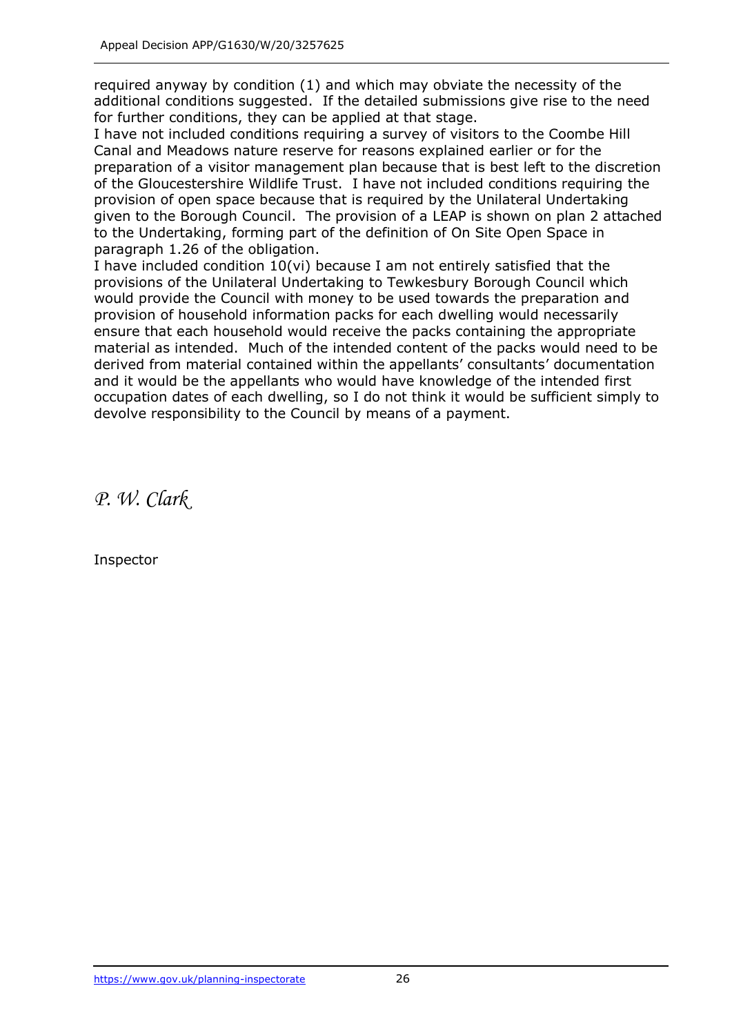required anyway by condition (1) and which may obviate the necessity of the additional conditions suggested. If the detailed submissions give rise to the need for further conditions, they can be applied at that stage.

I have not included conditions requiring a survey of visitors to the Coombe Hill Canal and Meadows nature reserve for reasons explained earlier or for the preparation of a visitor management plan because that is best left to the discretion of the Gloucestershire Wildlife Trust. I have not included conditions requiring the provision of open space because that is required by the Unilateral Undertaking given to the Borough Council. The provision of a LEAP is shown on plan 2 attached to the Undertaking, forming part of the definition of On Site Open Space in paragraph 1.26 of the obligation.

I have included condition 10(vi) because I am not entirely satisfied that the provisions of the Unilateral Undertaking to Tewkesbury Borough Council which would provide the Council with money to be used towards the preparation and provision of household information packs for each dwelling would necessarily ensure that each household would receive the packs containing the appropriate material as intended. Much of the intended content of the packs would need to be derived from material contained within the appellants' consultants' documentation and it would be the appellants who would have knowledge of the intended first occupation dates of each dwelling, so I do not think it would be sufficient simply to devolve responsibility to the Council by means of a payment.

*P. W. Clark*

Inspector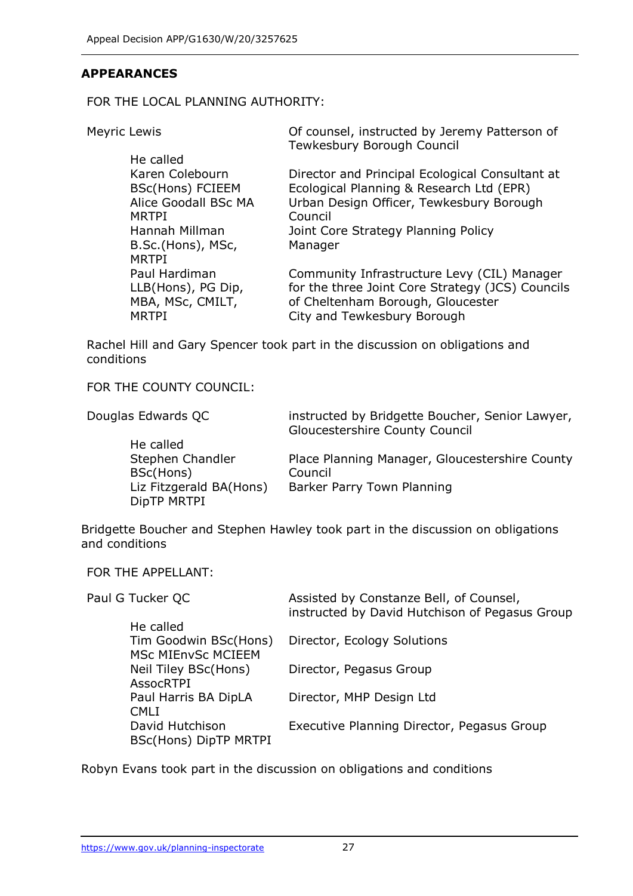## APPEARANCES

FOR THE LOCAL PLANNING AUTHORITY:

| | |
|---|---|
| Meyric Lewis | Of counsel, instructed by Jeremy Patterson of Tewkesbury Borough Council |
| He called | |
| Karen Colebourn BSc(Hons) FCIEEM | Director and Principal Ecological Consultant at Ecological Planning & Research Ltd (EPR) |
| Alice Goodall BSc MA MRTPI | Urban Design Officer, Tewkesbury Borough Council |
| Hannah Millman B.Sc.(Hons), MSc, MRTPI | Joint Core Strategy Planning Policy Manager |
| Paul Hardiman LLB(Hons), PG Dip, MBA, MSc, CMILT, MRTPI | Community Infrastructure Levy (CIL) Manager for the three Joint Core Strategy (JCS) Councils of Cheltenham Borough, Gloucester City and Tewkesbury Borough |

Rachel Hill and Gary Spencer took part in the discussion on obligations and conditions

FOR THE COUNTY COUNCIL:

| | |
|---|---|
| Douglas Edwards QC | instructed by Bridgette Boucher, Senior Lawyer, Gloucestershire County Council |
| He called | |
| Stephen Chandler BSc(Hons) | Place Planning Manager, Gloucestershire County Council |
| Liz Fitzgerald BA(Hons) DipTP MRTPI | Barker Parry Town Planning |

Bridgette Boucher and Stephen Hawley took part in the discussion on obligations and conditions

FOR THE APPELLANT:

| | |
|---|---|
| Paul G Tucker QC | Assisted by Constanze Bell, of Counsel, instructed by David Hutchison of Pegasus Group |
| He called | |
| Tim Goodwin BSc(Hons) MSc MIEnvSc MCIEEM | Director, Ecology Solutions |
| Neil Tiley BSc(Hons) AssocRTPI | Director, Pegasus Group |
| Paul Harris BA DipLA CMLI | Director, MHP Design Ltd |
| David Hutchison BSc(Hons) DipTP MRTPI | Executive Planning Director, Pegasus Group |

Robyn Evans took part in the discussion on obligations and conditions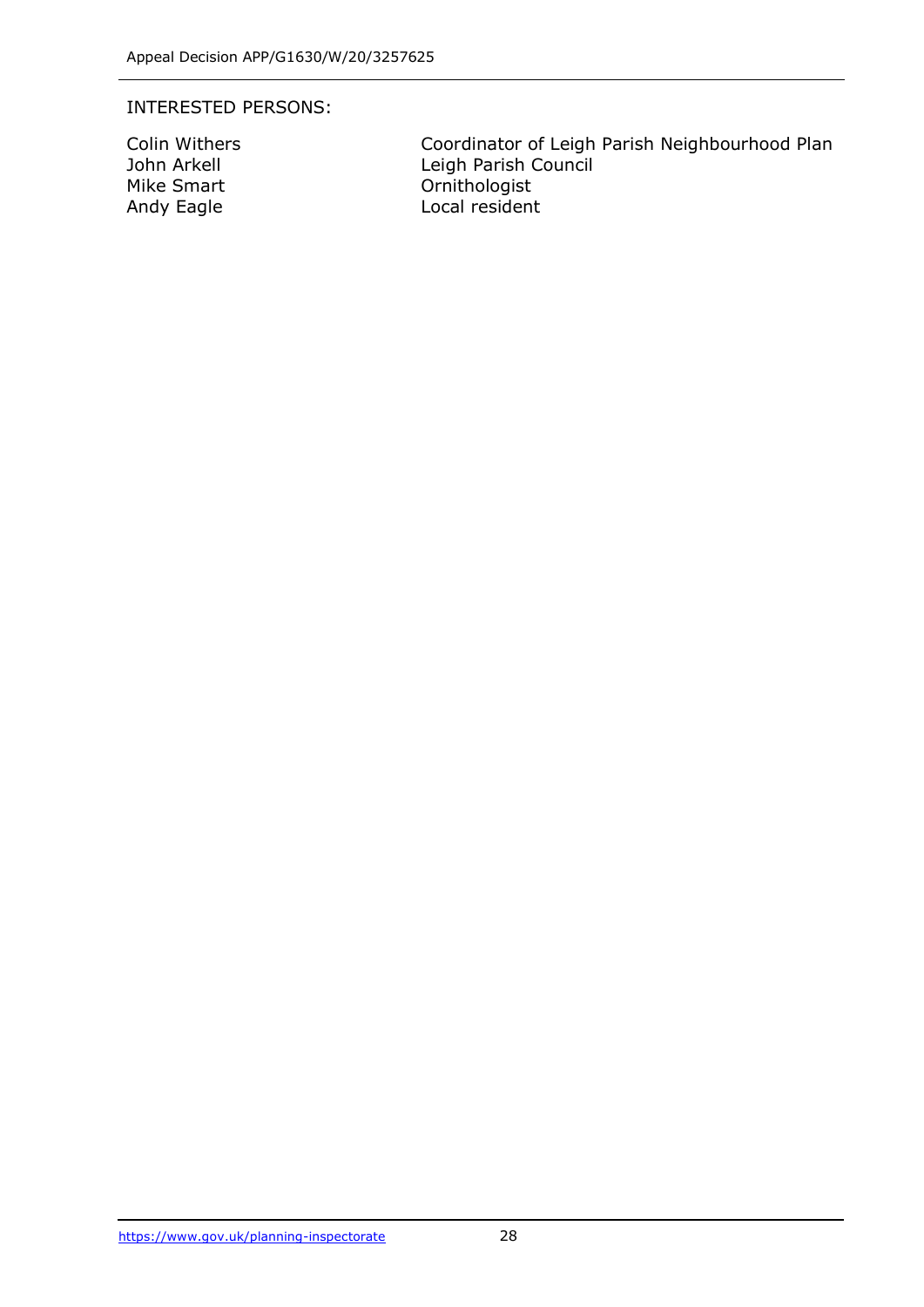INTERESTED PERSONS:

| | |
|---|---|
| Colin Withers | Coordinator of Leigh Parish Neighbourhood Plan |
| John Arkell | Leigh Parish Council |
| Mike Smart | Ornithologist |
| Andy Eagle | Local resident |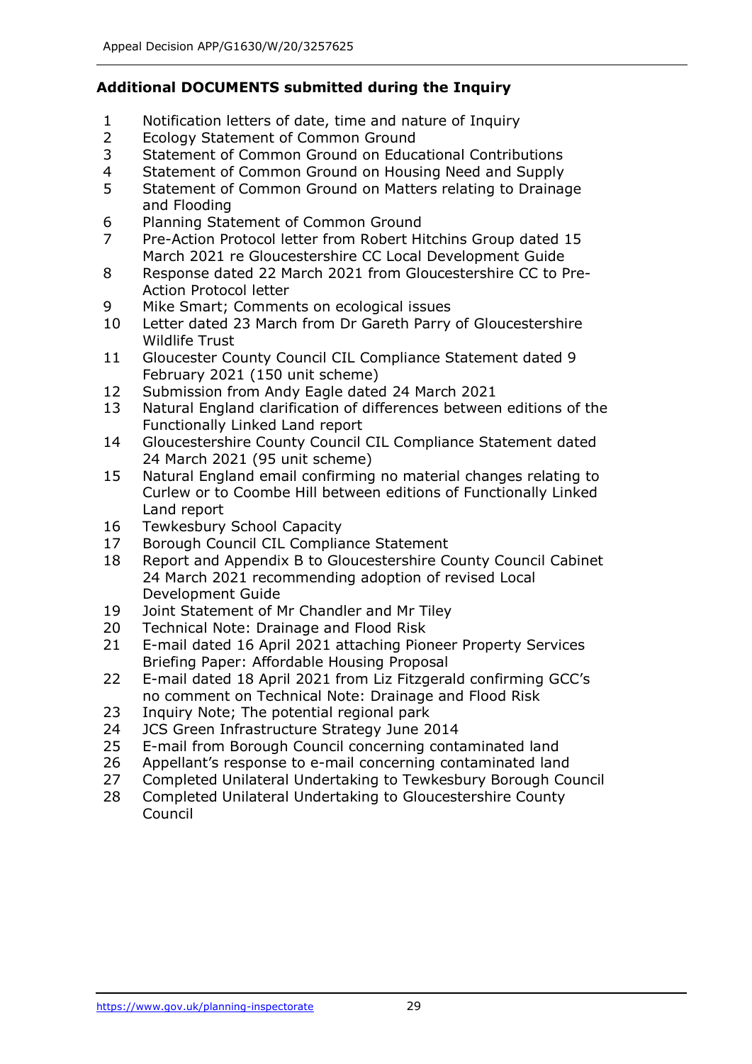### Additional DOCUMENTS submitted during the Inquiry

1. Notification letters of date, time and nature of Inquiry
2. Ecology Statement of Common Ground
3. Statement of Common Ground on Educational Contributions
4. Statement of Common Ground on Housing Need and Supply
5. Statement of Common Ground on Matters relating to Drainage and Flooding
6. Planning Statement of Common Ground
7. Pre-Action Protocol letter from Robert Hitchins Group dated 15 March 2021 re Gloucestershire CC Local Development Guide
8. Response dated 22 March 2021 from Gloucestershire CC to Pre-Action Protocol letter
9. Mike Smart; Comments on ecological issues
10. Letter dated 23 March from Dr Gareth Parry of Gloucestershire Wildlife Trust
11. Gloucester County Council CIL Compliance Statement dated 9 February 2021 (150 unit scheme)
12. Submission from Andy Eagle dated 24 March 2021
13. Natural England clarification of differences between editions of the Functionally Linked Land report
14. Gloucestershire County Council CIL Compliance Statement dated 24 March 2021 (95 unit scheme)
15. Natural England email confirming no material changes relating to Curlew or to Coombe Hill between editions of Functionally Linked Land report
16. Tewkesbury School Capacity
17. Borough Council CIL Compliance Statement
18. Report and Appendix B to Gloucestershire County Council Cabinet 24 March 2021 recommending adoption of revised Local Development Guide
19. Joint Statement of Mr Chandler and Mr Tiley
20. Technical Note: Drainage and Flood Risk
21. E-mail dated 16 April 2021 attaching Pioneer Property Services Briefing Paper: Affordable Housing Proposal
22. E-mail dated 18 April 2021 from Liz Fitzgerald confirming GCC's no comment on Technical Note: Drainage and Flood Risk
23. Inquiry Note; The potential regional park
24. JCS Green Infrastructure Strategy June 2014
25. E-mail from Borough Council concerning contaminated land
26. Appellant's response to e-mail concerning contaminated land
27. Completed Unilateral Undertaking to Tewkesbury Borough Council
28. Completed Unilateral Undertaking to Gloucestershire County Council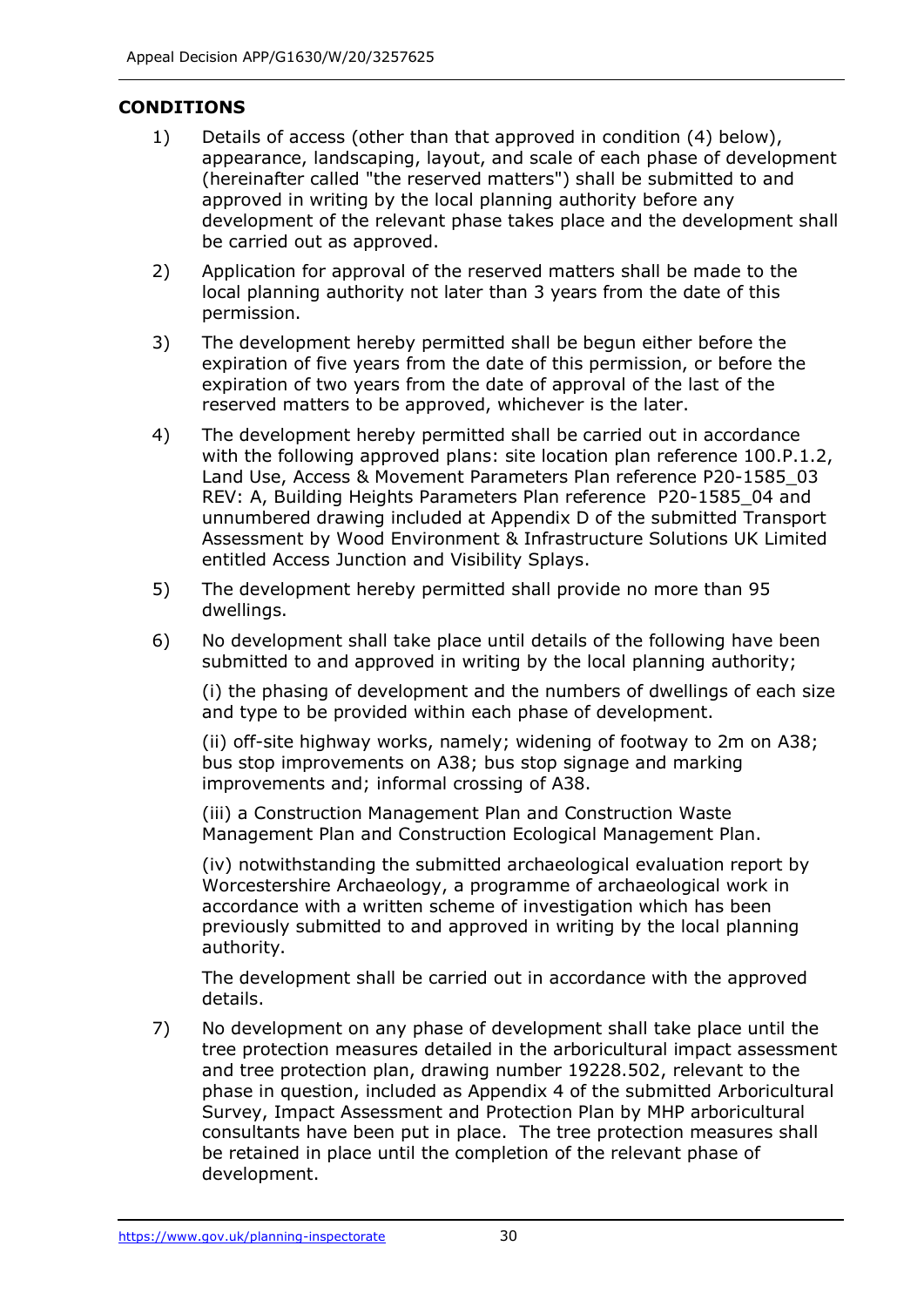## CONDITIONS

1) Details of access (other than that approved in condition (4) below), appearance, landscaping, layout, and scale of each phase of development (hereinafter called "the reserved matters") shall be submitted to and approved in writing by the local planning authority before any development of the relevant phase takes place and the development shall be carried out as approved.

2) Application for approval of the reserved matters shall be made to the local planning authority not later than 3 years from the date of this permission.

3) The development hereby permitted shall be begun either before the expiration of five years from the date of this permission, or before the expiration of two years from the date of approval of the last of the reserved matters to be approved, whichever is the later.

4) The development hereby permitted shall be carried out in accordance with the following approved plans: site location plan reference 100.P.1.2, Land Use, Access & Movement Parameters Plan reference P20-1585_03 REV: A, Building Heights Parameters Plan reference P20-1585_04 and unnumbered drawing included at Appendix D of the submitted Transport Assessment by Wood Environment & Infrastructure Solutions UK Limited entitled Access Junction and Visibility Splays.

5) The development hereby permitted shall provide no more than 95 dwellings.

6) No development shall take place until details of the following have been submitted to and approved in writing by the local planning authority;

   (i) the phasing of development and the numbers of dwellings of each size and type to be provided within each phase of development.

   (ii) off-site highway works, namely; widening of footway to 2m on A38; bus stop improvements on A38; bus stop signage and marking improvements and; informal crossing of A38.

   (iii) a Construction Management Plan and Construction Waste Management Plan and Construction Ecological Management Plan.

   (iv) notwithstanding the submitted archaeological evaluation report by Worcestershire Archaeology, a programme of archaeological work in accordance with a written scheme of investigation which has been previously submitted to and approved in writing by the local planning authority.

   The development shall be carried out in accordance with the approved details.

7) No development on any phase of development shall take place until the tree protection measures detailed in the arboricultural impact assessment and tree protection plan, drawing number 19228.502, relevant to the phase in question, included as Appendix 4 of the submitted Arboricultural Survey, Impact Assessment and Protection Plan by MHP arboricultural consultants have been put in place. The tree protection measures shall be retained in place until the completion of the relevant phase of development.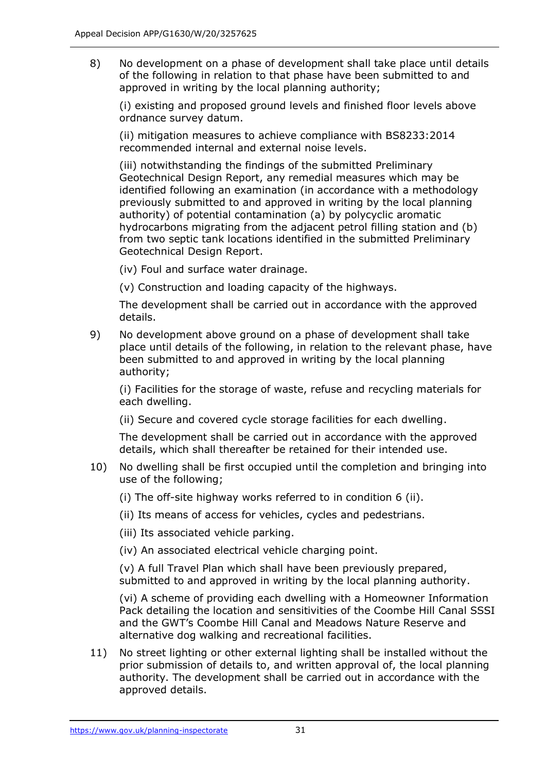8) No development on a phase of development shall take place until details of the following in relation to that phase have been submitted to and approved in writing by the local planning authority;

   (i) existing and proposed ground levels and finished floor levels above ordnance survey datum.

   (ii) mitigation measures to achieve compliance with BS8233:2014 recommended internal and external noise levels.

   (iii) notwithstanding the findings of the submitted Preliminary Geotechnical Design Report, any remedial measures which may be identified following an examination (in accordance with a methodology previously submitted to and approved in writing by the local planning authority) of potential contamination (a) by polycyclic aromatic hydrocarbons migrating from the adjacent petrol filling station and (b) from two septic tank locations identified in the submitted Preliminary Geotechnical Design Report.

   (iv) Foul and surface water drainage.

   (v) Construction and loading capacity of the highways.

   The development shall be carried out in accordance with the approved details.

9) No development above ground on a phase of development shall take place until details of the following, in relation to the relevant phase, have been submitted to and approved in writing by the local planning authority;

   (i) Facilities for the storage of waste, refuse and recycling materials for each dwelling.

   (ii) Secure and covered cycle storage facilities for each dwelling.

   The development shall be carried out in accordance with the approved details, which shall thereafter be retained for their intended use.

10) No dwelling shall be first occupied until the completion and bringing into use of the following;

   (i) The off-site highway works referred to in condition 6 (ii).

   (ii) Its means of access for vehicles, cycles and pedestrians.

   (iii) Its associated vehicle parking.

   (iv) An associated electrical vehicle charging point.

   (v) A full Travel Plan which shall have been previously prepared, submitted to and approved in writing by the local planning authority.

   (vi) A scheme of providing each dwelling with a Homeowner Information Pack detailing the location and sensitivities of the Coombe Hill Canal SSSI and the GWT's Coombe Hill Canal and Meadows Nature Reserve and alternative dog walking and recreational facilities.

11) No street lighting or other external lighting shall be installed without the prior submission of details to, and written approval of, the local planning authority. The development shall be carried out in accordance with the approved details.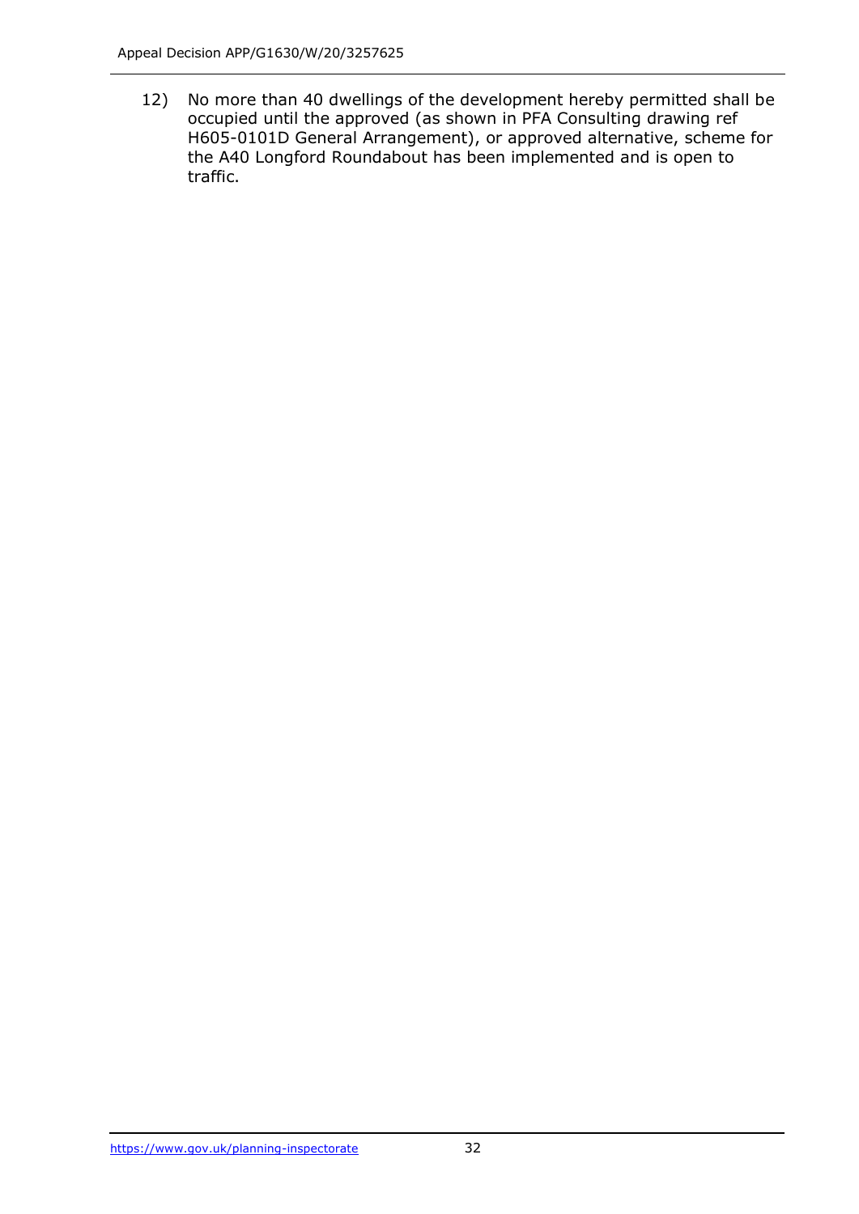12) No more than 40 dwellings of the development hereby permitted shall be occupied until the approved (as shown in PFA Consulting drawing ref H605-0101D General Arrangement), or approved alternative, scheme for the A40 Longford Roundabout has been implemented and is open to traffic.